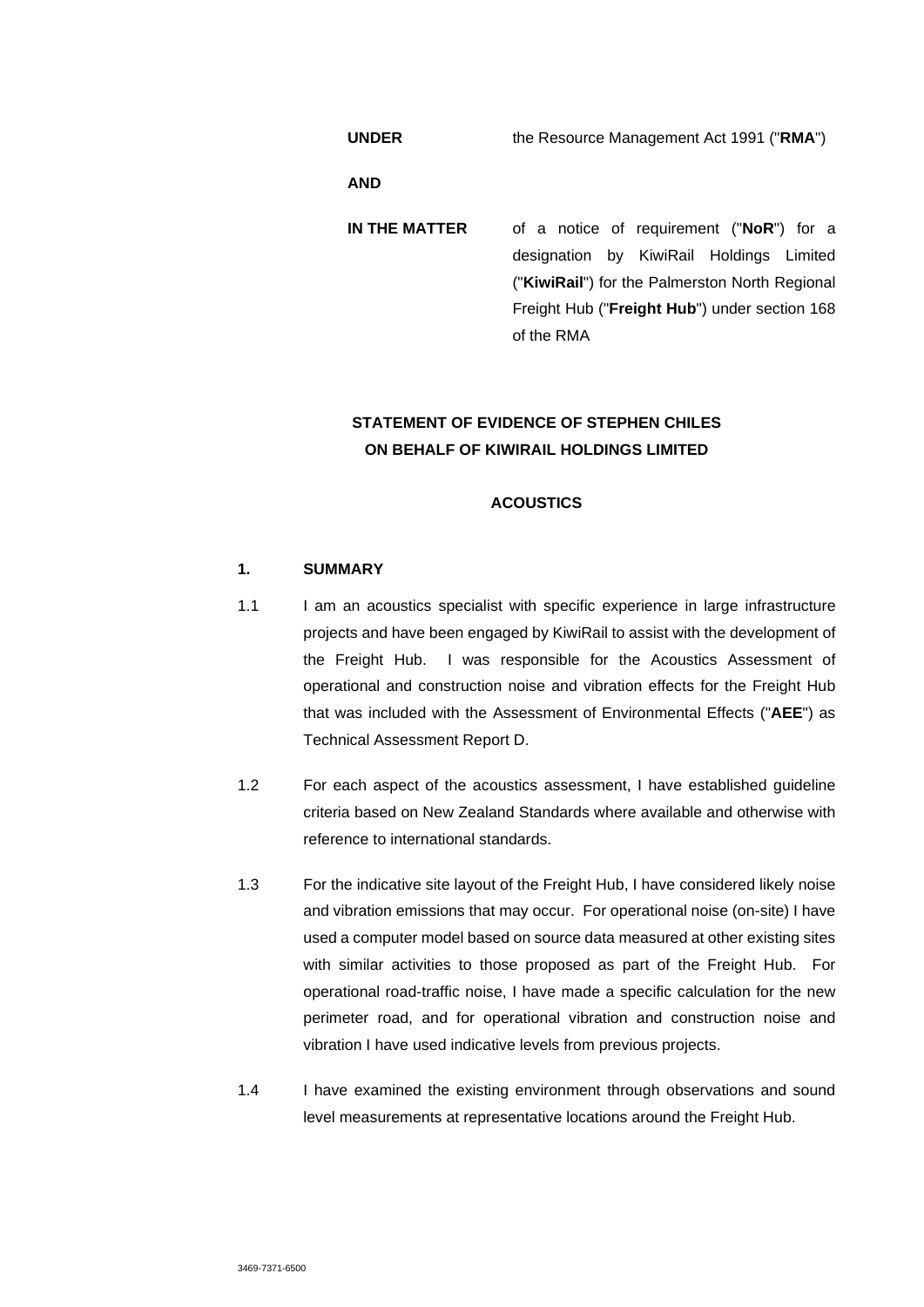| | |
|---|---|
| **UNDER** | the Resource Management Act 1991 ("**RMA**") |
| **AND** | |
| **IN THE MATTER** | of a notice of requirement ("**NoR**") for a designation by KiwiRail Holdings Limited ("**KiwiRail**") for the Palmerston North Regional Freight Hub ("**Freight Hub**") under section 168 of the RMA |

**STATEMENT OF EVIDENCE OF STEPHEN CHILES ON BEHALF OF KIWIRAIL HOLDINGS LIMITED**

**ACOUSTICS**

## 1. SUMMARY

1.1 I am an acoustics specialist with specific experience in large infrastructure projects and have been engaged by KiwiRail to assist with the development of the Freight Hub. I was responsible for the Acoustics Assessment of operational and construction noise and vibration effects for the Freight Hub that was included with the Assessment of Environmental Effects ("**AEE**") as Technical Assessment Report D.

1.2 For each aspect of the acoustics assessment, I have established guideline criteria based on New Zealand Standards where available and otherwise with reference to international standards.

1.3 For the indicative site layout of the Freight Hub, I have considered likely noise and vibration emissions that may occur. For operational noise (on-site) I have used a computer model based on source data measured at other existing sites with similar activities to those proposed as part of the Freight Hub. For operational road-traffic noise, I have made a specific calculation for the new perimeter road, and for operational vibration and construction noise and vibration I have used indicative levels from previous projects.

1.4 I have examined the existing environment through observations and sound level measurements at representative locations around the Freight Hub.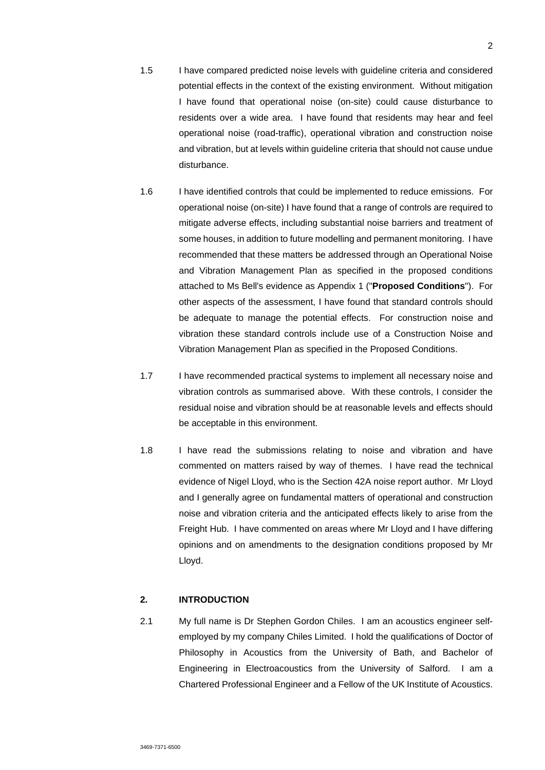1.5 I have compared predicted noise levels with guideline criteria and considered potential effects in the context of the existing environment. Without mitigation I have found that operational noise (on-site) could cause disturbance to residents over a wide area. I have found that residents may hear and feel operational noise (road-traffic), operational vibration and construction noise and vibration, but at levels within guideline criteria that should not cause undue disturbance.

1.6 I have identified controls that could be implemented to reduce emissions. For operational noise (on-site) I have found that a range of controls are required to mitigate adverse effects, including substantial noise barriers and treatment of some houses, in addition to future modelling and permanent monitoring. I have recommended that these matters be addressed through an Operational Noise and Vibration Management Plan as specified in the proposed conditions attached to Ms Bell's evidence as Appendix 1 ("**Proposed Conditions**"). For other aspects of the assessment, I have found that standard controls should be adequate to manage the potential effects. For construction noise and vibration these standard controls include use of a Construction Noise and Vibration Management Plan as specified in the Proposed Conditions.

1.7 I have recommended practical systems to implement all necessary noise and vibration controls as summarised above. With these controls, I consider the residual noise and vibration should be at reasonable levels and effects should be acceptable in this environment.

1.8 I have read the submissions relating to noise and vibration and have commented on matters raised by way of themes. I have read the technical evidence of Nigel Lloyd, who is the Section 42A noise report author. Mr Lloyd and I generally agree on fundamental matters of operational and construction noise and vibration criteria and the anticipated effects likely to arise from the Freight Hub. I have commented on areas where Mr Lloyd and I have differing opinions and on amendments to the designation conditions proposed by Mr Lloyd.

## 2. INTRODUCTION

2.1 My full name is Dr Stephen Gordon Chiles. I am an acoustics engineer self-employed by my company Chiles Limited. I hold the qualifications of Doctor of Philosophy in Acoustics from the University of Bath, and Bachelor of Engineering in Electroacoustics from the University of Salford. I am a Chartered Professional Engineer and a Fellow of the UK Institute of Acoustics.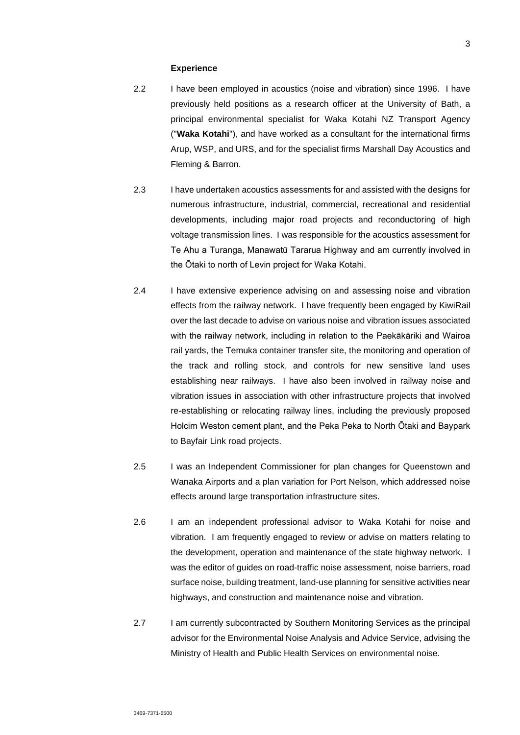**Experience**

2.2 I have been employed in acoustics (noise and vibration) since 1996. I have previously held positions as a research officer at the University of Bath, a principal environmental specialist for Waka Kotahi NZ Transport Agency ("**Waka Kotahi**"), and have worked as a consultant for the international firms Arup, WSP, and URS, and for the specialist firms Marshall Day Acoustics and Fleming & Barron.

2.3 I have undertaken acoustics assessments for and assisted with the designs for numerous infrastructure, industrial, commercial, recreational and residential developments, including major road projects and reconductoring of high voltage transmission lines. I was responsible for the acoustics assessment for Te Ahu a Turanga, Manawatū Tararua Highway and am currently involved in the Ōtaki to north of Levin project for Waka Kotahi.

2.4 I have extensive experience advising on and assessing noise and vibration effects from the railway network. I have frequently been engaged by KiwiRail over the last decade to advise on various noise and vibration issues associated with the railway network, including in relation to the Paekākāriki and Wairoa rail yards, the Temuka container transfer site, the monitoring and operation of the track and rolling stock, and controls for new sensitive land uses establishing near railways. I have also been involved in railway noise and vibration issues in association with other infrastructure projects that involved re-establishing or relocating railway lines, including the previously proposed Holcim Weston cement plant, and the Peka Peka to North Ōtaki and Baypark to Bayfair Link road projects.

2.5 I was an Independent Commissioner for plan changes for Queenstown and Wanaka Airports and a plan variation for Port Nelson, which addressed noise effects around large transportation infrastructure sites.

2.6 I am an independent professional advisor to Waka Kotahi for noise and vibration. I am frequently engaged to review or advise on matters relating to the development, operation and maintenance of the state highway network. I was the editor of guides on road-traffic noise assessment, noise barriers, road surface noise, building treatment, land-use planning for sensitive activities near highways, and construction and maintenance noise and vibration.

2.7 I am currently subcontracted by Southern Monitoring Services as the principal advisor for the Environmental Noise Analysis and Advice Service, advising the Ministry of Health and Public Health Services on environmental noise.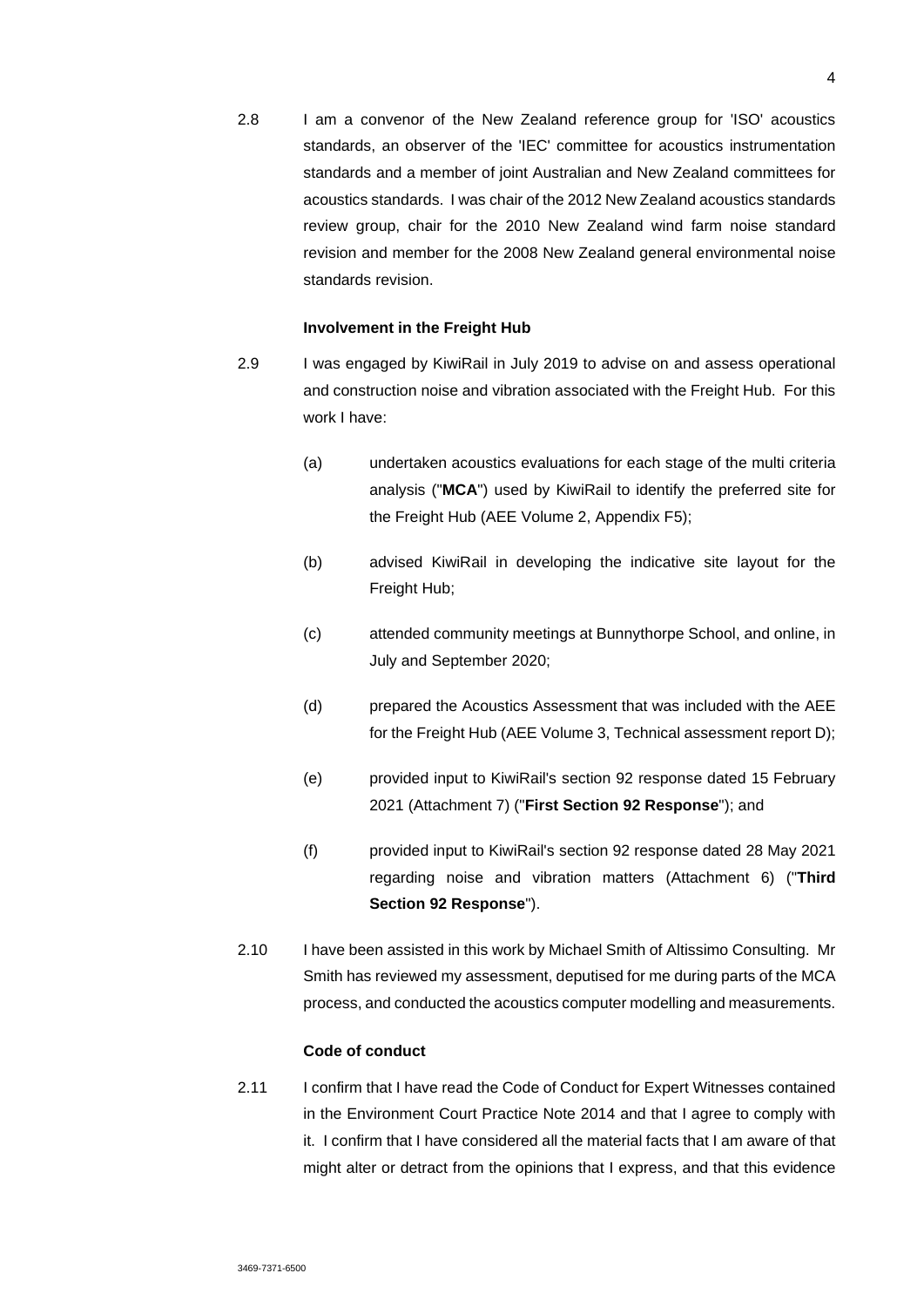2.8 I am a convenor of the New Zealand reference group for 'ISO' acoustics standards, an observer of the 'IEC' committee for acoustics instrumentation standards and a member of joint Australian and New Zealand committees for acoustics standards. I was chair of the 2012 New Zealand acoustics standards review group, chair for the 2010 New Zealand wind farm noise standard revision and member for the 2008 New Zealand general environmental noise standards revision.

**Involvement in the Freight Hub**

2.9 I was engaged by KiwiRail in July 2019 to advise on and assess operational and construction noise and vibration associated with the Freight Hub. For this work I have:

(a) undertaken acoustics evaluations for each stage of the multi criteria analysis ("**MCA**") used by KiwiRail to identify the preferred site for the Freight Hub (AEE Volume 2, Appendix F5);

(b) advised KiwiRail in developing the indicative site layout for the Freight Hub;

(c) attended community meetings at Bunnythorpe School, and online, in July and September 2020;

(d) prepared the Acoustics Assessment that was included with the AEE for the Freight Hub (AEE Volume 3, Technical assessment report D);

(e) provided input to KiwiRail's section 92 response dated 15 February 2021 (Attachment 7) ("**First Section 92 Response**"); and

(f) provided input to KiwiRail's section 92 response dated 28 May 2021 regarding noise and vibration matters (Attachment 6) ("**Third Section 92 Response**").

2.10 I have been assisted in this work by Michael Smith of Altissimo Consulting. Mr Smith has reviewed my assessment, deputised for me during parts of the MCA process, and conducted the acoustics computer modelling and measurements.

**Code of conduct**

2.11 I confirm that I have read the Code of Conduct for Expert Witnesses contained in the Environment Court Practice Note 2014 and that I agree to comply with it. I confirm that I have considered all the material facts that I am aware of that might alter or detract from the opinions that I express, and that this evidence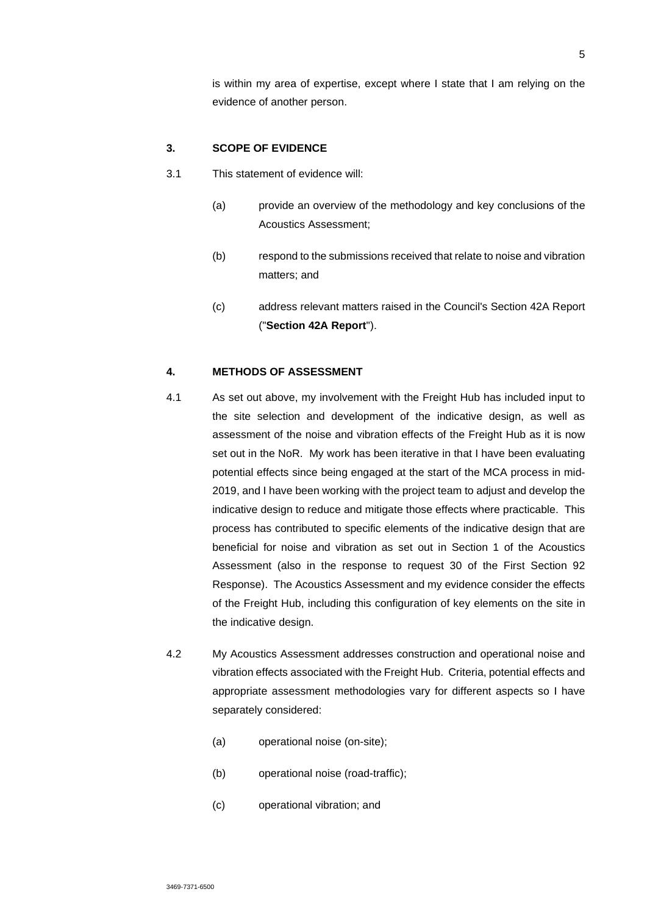is within my area of expertise, except where I state that I am relying on the evidence of another person.

## 3. SCOPE OF EVIDENCE

3.1 This statement of evidence will:

(a) provide an overview of the methodology and key conclusions of the Acoustics Assessment;

(b) respond to the submissions received that relate to noise and vibration matters; and

(c) address relevant matters raised in the Council's Section 42A Report ("**Section 42A Report**").

## 4. METHODS OF ASSESSMENT

4.1 As set out above, my involvement with the Freight Hub has included input to the site selection and development of the indicative design, as well as assessment of the noise and vibration effects of the Freight Hub as it is now set out in the NoR. My work has been iterative in that I have been evaluating potential effects since being engaged at the start of the MCA process in mid-2019, and I have been working with the project team to adjust and develop the indicative design to reduce and mitigate those effects where practicable. This process has contributed to specific elements of the indicative design that are beneficial for noise and vibration as set out in Section 1 of the Acoustics Assessment (also in the response to request 30 of the First Section 92 Response). The Acoustics Assessment and my evidence consider the effects of the Freight Hub, including this configuration of key elements on the site in the indicative design.

4.2 My Acoustics Assessment addresses construction and operational noise and vibration effects associated with the Freight Hub. Criteria, potential effects and appropriate assessment methodologies vary for different aspects so I have separately considered:

(a) operational noise (on-site);

(b) operational noise (road-traffic);

(c) operational vibration; and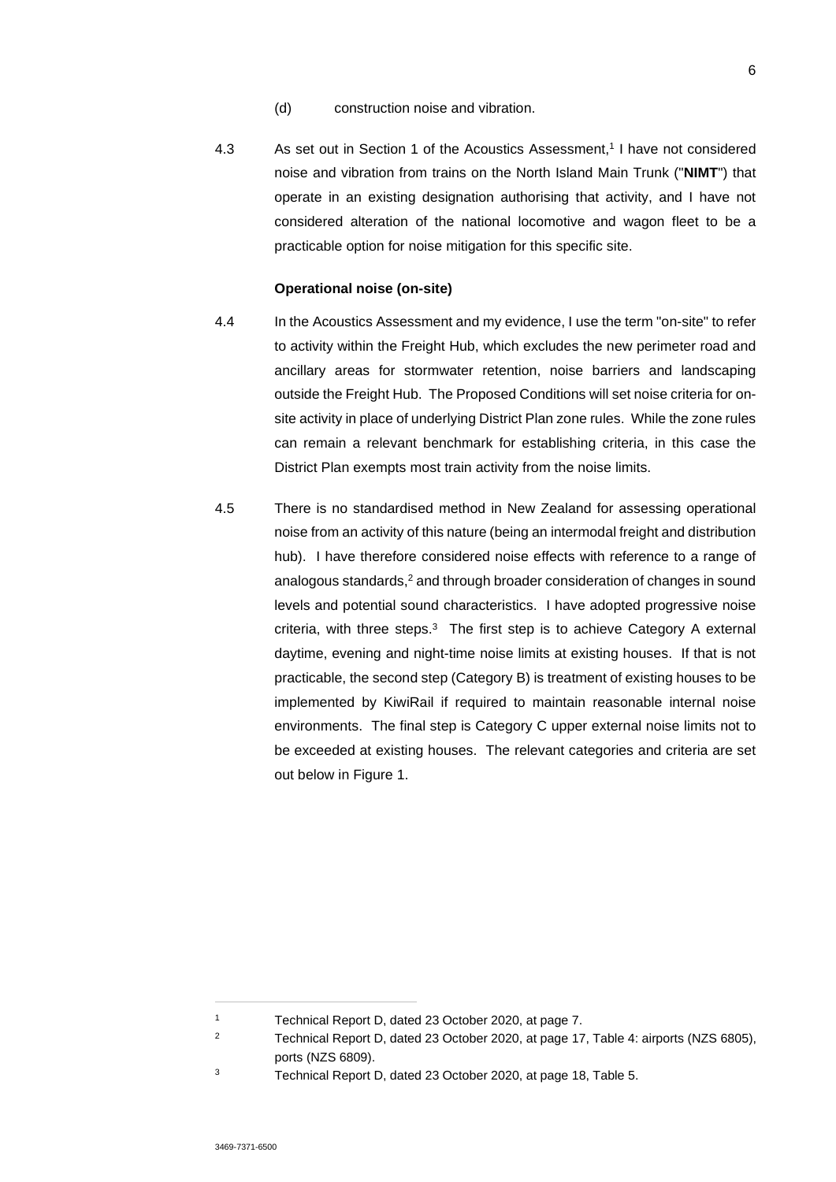(d) construction noise and vibration.

4.3 As set out in Section 1 of the Acoustics Assessment,[1] I have not considered noise and vibration from trains on the North Island Main Trunk ("**NIMT**") that operate in an existing designation authorising that activity, and I have not considered alteration of the national locomotive and wagon fleet to be a practicable option for noise mitigation for this specific site.

**Operational noise (on-site)**

4.4 In the Acoustics Assessment and my evidence, I use the term "on-site" to refer to activity within the Freight Hub, which excludes the new perimeter road and ancillary areas for stormwater retention, noise barriers and landscaping outside the Freight Hub. The Proposed Conditions will set noise criteria for on-site activity in place of underlying District Plan zone rules. While the zone rules can remain a relevant benchmark for establishing criteria, in this case the District Plan exempts most train activity from the noise limits.

4.5 There is no standardised method in New Zealand for assessing operational noise from an activity of this nature (being an intermodal freight and distribution hub). I have therefore considered noise effects with reference to a range of analogous standards,[2] and through broader consideration of changes in sound levels and potential sound characteristics. I have adopted progressive noise criteria, with three steps.[3] The first step is to achieve Category A external daytime, evening and night-time noise limits at existing houses. If that is not practicable, the second step (Category B) is treatment of existing houses to be implemented by KiwiRail if required to maintain reasonable internal noise environments. The final step is Category C upper external noise limits not to be exceeded at existing houses. The relevant categories and criteria are set out below in Figure 1.

---

[1] Technical Report D, dated 23 October 2020, at page 7.

[2] Technical Report D, dated 23 October 2020, at page 17, Table 4: airports (NZS 6805), ports (NZS 6809).

[3] Technical Report D, dated 23 October 2020, at page 18, Table 5.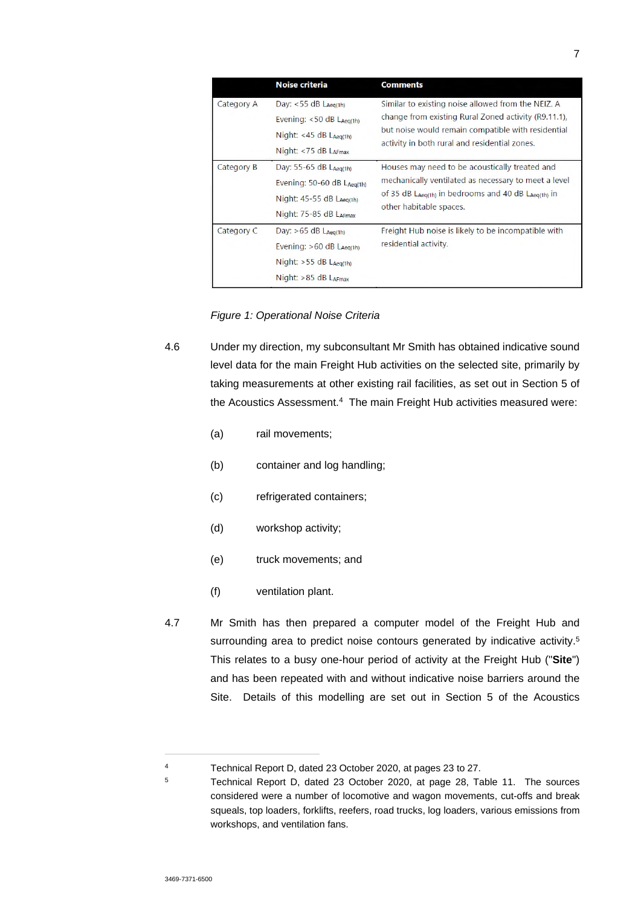| | Noise criteria | Comments |
|---|---|---|
| Category A | Day: <55 dB $L_{Aeq(1h)}$<br>Evening: <50 dB $L_{Aeq(1h)}$<br>Night: <45 dB $L_{Aeq(1h)}$<br>Night: <75 dB $L_{AFmax}$ | Similar to existing noise allowed from the NEIZ. A change from existing Rural Zoned activity (R9.11.1), but noise would remain compatible with residential activity in both rural and residential zones. |
| Category B | Day: 55-65 dB $L_{Aeq(1h)}$<br>Evening: 50-60 dB $L_{Aeq(1h)}$<br>Night: 45-55 dB $L_{Aeq(1h)}$<br>Night: 75-85 dB $L_{AFmax}$ | Houses may need to be acoustically treated and mechanically ventilated as necessary to meet a level of 35 dB $L_{Aeq(1h)}$ in bedrooms and 40 dB $L_{Aeq(1h)}$ in other habitable spaces. |
| Category C | Day: >65 dB $L_{Aeq(1h)}$<br>Evening: >60 dB $L_{Aeq(1h)}$<br>Night: >55 dB $L_{Aeq(1h)}$<br>Night: >85 dB $L_{AFmax}$ | Freight Hub noise is likely to be incompatible with residential activity. |

*Figure 1: Operational Noise Criteria*

4.6 Under my direction, my subconsultant Mr Smith has obtained indicative sound level data for the main Freight Hub activities on the selected site, primarily by taking measurements at other existing rail facilities, as set out in Section 5 of the Acoustics Assessment.[4] The main Freight Hub activities measured were:

(a) rail movements;

(b) container and log handling;

(c) refrigerated containers;

(d) workshop activity;

(e) truck movements; and

(f) ventilation plant.

4.7 Mr Smith has then prepared a computer model of the Freight Hub and surrounding area to predict noise contours generated by indicative activity.[5] This relates to a busy one-hour period of activity at the Freight Hub ("**Site**") and has been repeated with and without indicative noise barriers around the Site. Details of this modelling are set out in Section 5 of the Acoustics

---

[4] Technical Report D, dated 23 October 2020, at pages 23 to 27.

[5] Technical Report D, dated 23 October 2020, at page 28, Table 11. The sources considered were a number of locomotive and wagon movements, cut-offs and break squeals, top loaders, forklifts, reefers, road trucks, log loaders, various emissions from workshops, and ventilation fans.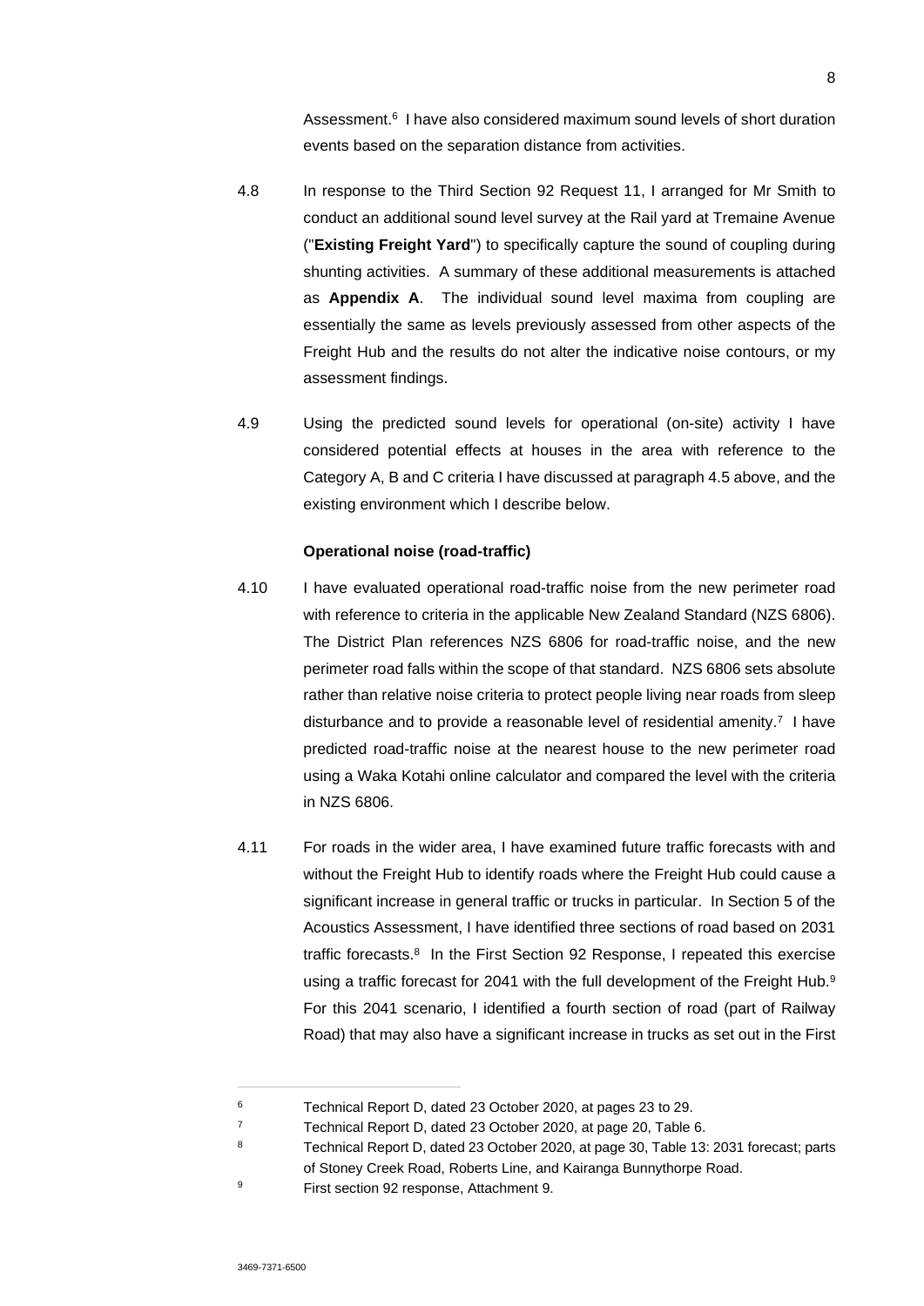Assessment.[6] I have also considered maximum sound levels of short duration events based on the separation distance from activities.

4.8 In response to the Third Section 92 Request 11, I arranged for Mr Smith to conduct an additional sound level survey at the Rail yard at Tremaine Avenue ("**Existing Freight Yard**") to specifically capture the sound of coupling during shunting activities. A summary of these additional measurements is attached as **Appendix A**. The individual sound level maxima from coupling are essentially the same as levels previously assessed from other aspects of the Freight Hub and the results do not alter the indicative noise contours, or my assessment findings.

4.9 Using the predicted sound levels for operational (on-site) activity I have considered potential effects at houses in the area with reference to the Category A, B and C criteria I have discussed at paragraph 4.5 above, and the existing environment which I describe below.

**Operational noise (road-traffic)**

4.10 I have evaluated operational road-traffic noise from the new perimeter road with reference to criteria in the applicable New Zealand Standard (NZS 6806). The District Plan references NZS 6806 for road-traffic noise, and the new perimeter road falls within the scope of that standard. NZS 6806 sets absolute rather than relative noise criteria to protect people living near roads from sleep disturbance and to provide a reasonable level of residential amenity.[7] I have predicted road-traffic noise at the nearest house to the new perimeter road using a Waka Kotahi online calculator and compared the level with the criteria in NZS 6806.

4.11 For roads in the wider area, I have examined future traffic forecasts with and without the Freight Hub to identify roads where the Freight Hub could cause a significant increase in general traffic or trucks in particular. In Section 5 of the Acoustics Assessment, I have identified three sections of road based on 2031 traffic forecasts.[8] In the First Section 92 Response, I repeated this exercise using a traffic forecast for 2041 with the full development of the Freight Hub.[9] For this 2041 scenario, I identified a fourth section of road (part of Railway Road) that may also have a significant increase in trucks as set out in the First

---

[6] Technical Report D, dated 23 October 2020, at pages 23 to 29.

[7] Technical Report D, dated 23 October 2020, at page 20, Table 6.

[8] Technical Report D, dated 23 October 2020, at page 30, Table 13: 2031 forecast; parts of Stoney Creek Road, Roberts Line, and Kairanga Bunnythorpe Road.

[9] First section 92 response, Attachment 9.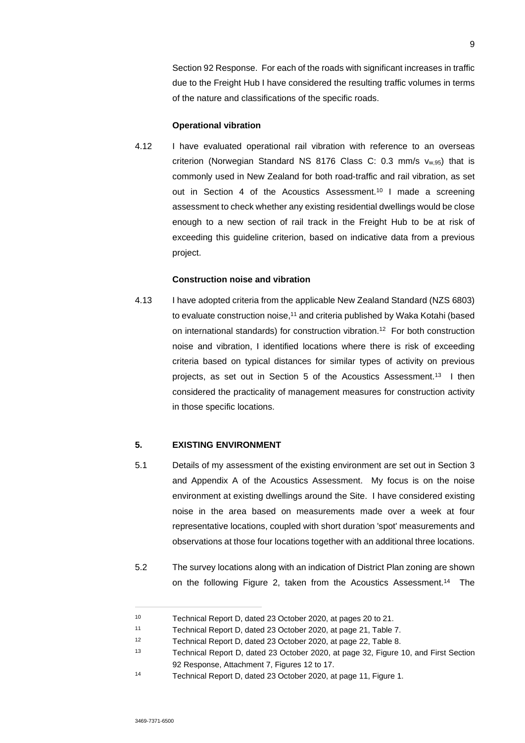Section 92 Response. For each of the roads with significant increases in traffic due to the Freight Hub I have considered the resulting traffic volumes in terms of the nature and classifications of the specific roads.

**Operational vibration**

4.12 I have evaluated operational rail vibration with reference to an overseas criterion (Norwegian Standard NS 8176 Class C: 0.3 mm/s $v_{w,95}$) that is commonly used in New Zealand for both road-traffic and rail vibration, as set out in Section 4 of the Acoustics Assessment.[10] I made a screening assessment to check whether any existing residential dwellings would be close enough to a new section of rail track in the Freight Hub to be at risk of exceeding this guideline criterion, based on indicative data from a previous project.

**Construction noise and vibration**

4.13 I have adopted criteria from the applicable New Zealand Standard (NZS 6803) to evaluate construction noise,[11] and criteria published by Waka Kotahi (based on international standards) for construction vibration.[12] For both construction noise and vibration, I identified locations where there is risk of exceeding criteria based on typical distances for similar types of activity on previous projects, as set out in Section 5 of the Acoustics Assessment.[13] I then considered the practicality of management measures for construction activity in those specific locations.

## 5. EXISTING ENVIRONMENT

5.1 Details of my assessment of the existing environment are set out in Section 3 and Appendix A of the Acoustics Assessment. My focus is on the noise environment at existing dwellings around the Site. I have considered existing noise in the area based on measurements made over a week at four representative locations, coupled with short duration 'spot' measurements and observations at those four locations together with an additional three locations.

5.2 The survey locations along with an indication of District Plan zoning are shown on the following Figure 2, taken from the Acoustics Assessment.[14] The

---

[10] Technical Report D, dated 23 October 2020, at pages 20 to 21.

[11] Technical Report D, dated 23 October 2020, at page 21, Table 7.

[12] Technical Report D, dated 23 October 2020, at page 22, Table 8.

[13] Technical Report D, dated 23 October 2020, at page 32, Figure 10, and First Section 92 Response, Attachment 7, Figures 12 to 17.

[14] Technical Report D, dated 23 October 2020, at page 11, Figure 1.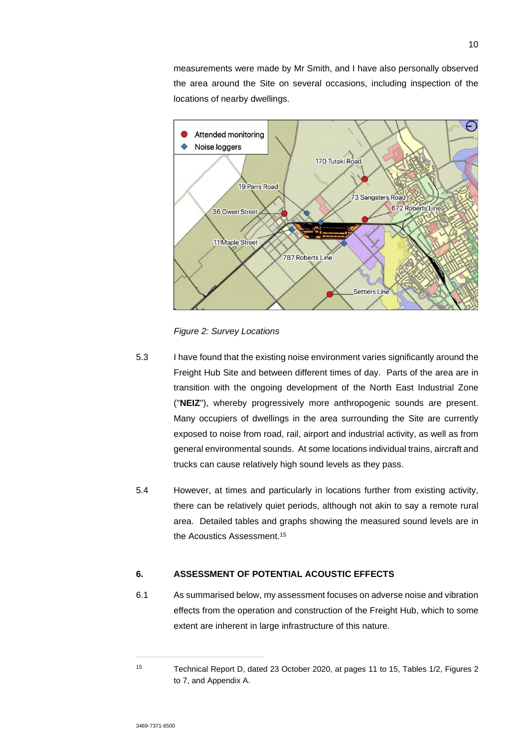measurements were made by Mr Smith, and I have also personally observed the area around the Site on several occasions, including inspection of the locations of nearby dwellings.

*Figure 2: Survey Locations*

5.3 I have found that the existing noise environment varies significantly around the Freight Hub Site and between different times of day. Parts of the area are in transition with the ongoing development of the North East Industrial Zone ("**NEIZ**"), whereby progressively more anthropogenic sounds are present. Many occupiers of dwellings in the area surrounding the Site are currently exposed to noise from road, rail, airport and industrial activity, as well as from general environmental sounds. At some locations individual trains, aircraft and trucks can cause relatively high sound levels as they pass.

5.4 However, at times and particularly in locations further from existing activity, there can be relatively quiet periods, although not akin to say a remote rural area. Detailed tables and graphs showing the measured sound levels are in the Acoustics Assessment.[15]

## 6. ASSESSMENT OF POTENTIAL ACOUSTIC EFFECTS

6.1 As summarised below, my assessment focuses on adverse noise and vibration effects from the operation and construction of the Freight Hub, which to some extent are inherent in large infrastructure of this nature.

---

[15] Technical Report D, dated 23 October 2020, at pages 11 to 15, Tables 1/2, Figures 2 to 7, and Appendix A.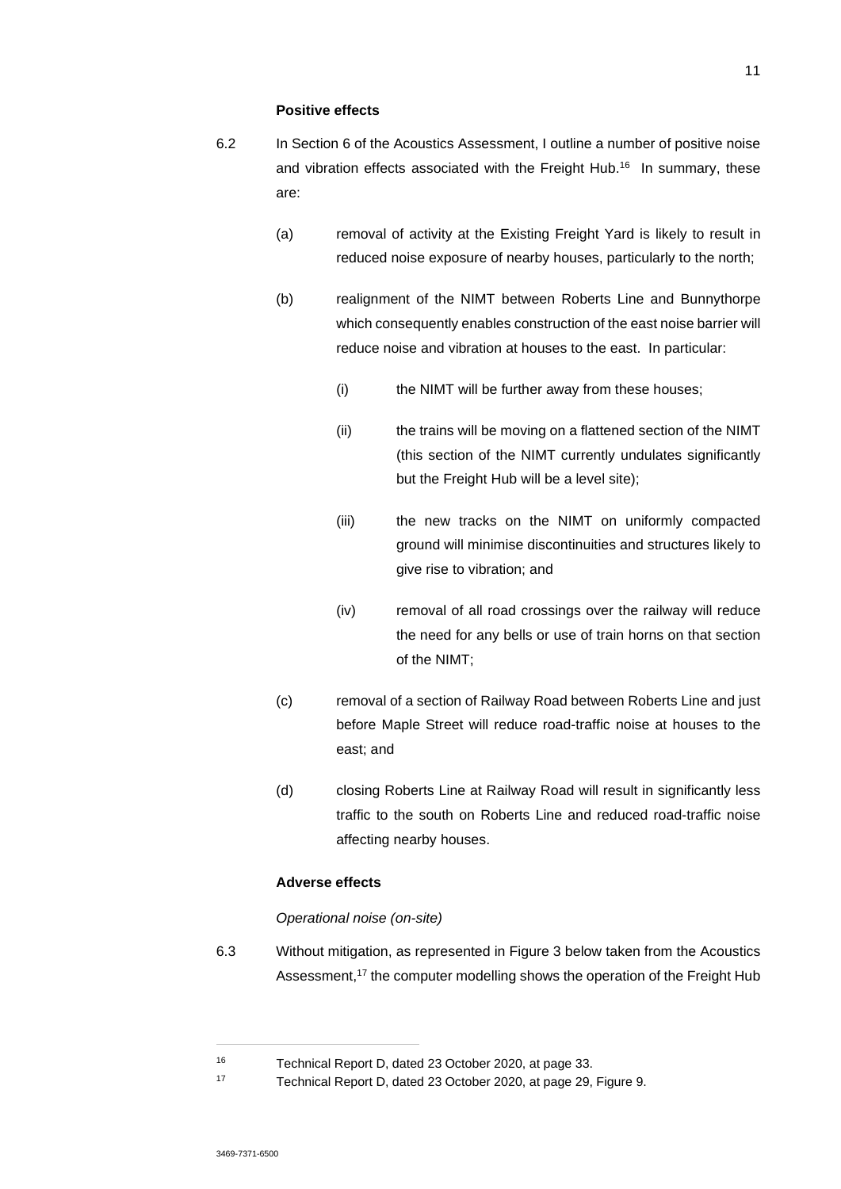**Positive effects**

6.2 In Section 6 of the Acoustics Assessment, I outline a number of positive noise and vibration effects associated with the Freight Hub.[16] In summary, these are:

(a) removal of activity at the Existing Freight Yard is likely to result in reduced noise exposure of nearby houses, particularly to the north;

(b) realignment of the NIMT between Roberts Line and Bunnythorpe which consequently enables construction of the east noise barrier will reduce noise and vibration at houses to the east. In particular:

(i) the NIMT will be further away from these houses;

(ii) the trains will be moving on a flattened section of the NIMT (this section of the NIMT currently undulates significantly but the Freight Hub will be a level site);

(iii) the new tracks on the NIMT on uniformly compacted ground will minimise discontinuities and structures likely to give rise to vibration; and

(iv) removal of all road crossings over the railway will reduce the need for any bells or use of train horns on that section of the NIMT;

(c) removal of a section of Railway Road between Roberts Line and just before Maple Street will reduce road-traffic noise at houses to the east; and

(d) closing Roberts Line at Railway Road will result in significantly less traffic to the south on Roberts Line and reduced road-traffic noise affecting nearby houses.

**Adverse effects**

*Operational noise (on-site)*

6.3 Without mitigation, as represented in Figure 3 below taken from the Acoustics Assessment,[17] the computer modelling shows the operation of the Freight Hub

---

[16] Technical Report D, dated 23 October 2020, at page 33.

[17] Technical Report D, dated 23 October 2020, at page 29, Figure 9.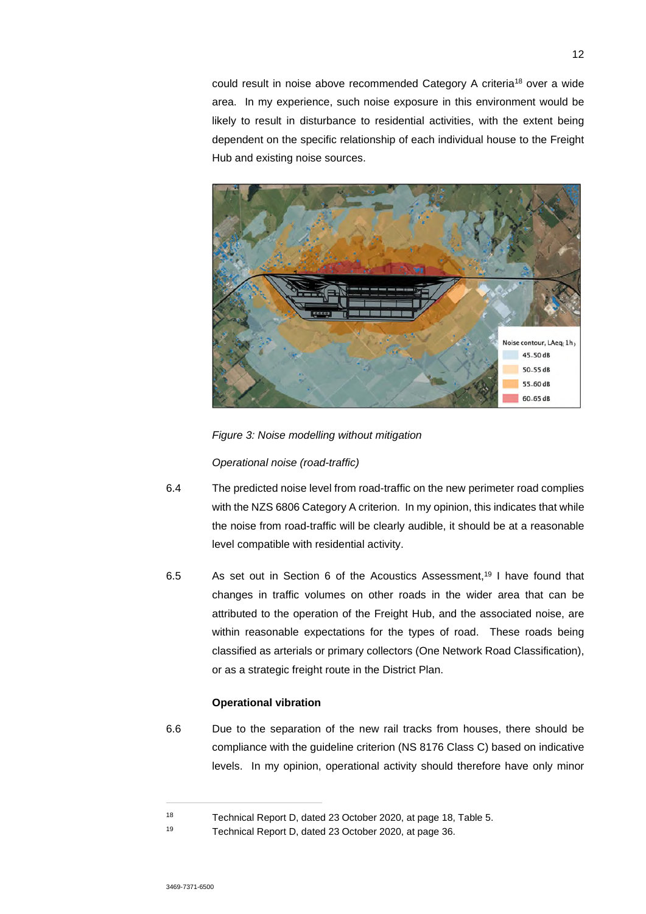could result in noise above recommended Category A criteria[18] over a wide area. In my experience, such noise exposure in this environment would be likely to result in disturbance to residential activities, with the extent being dependent on the specific relationship of each individual house to the Freight Hub and existing noise sources.

*Figure 3: Noise modelling without mitigation*

*Operational noise (road-traffic)*

6.4 The predicted noise level from road-traffic on the new perimeter road complies with the NZS 6806 Category A criterion. In my opinion, this indicates that while the noise from road-traffic will be clearly audible, it should be at a reasonable level compatible with residential activity.

6.5 As set out in Section 6 of the Acoustics Assessment,[19] I have found that changes in traffic volumes on other roads in the wider area that can be attributed to the operation of the Freight Hub, and the associated noise, are within reasonable expectations for the types of road. These roads being classified as arterials or primary collectors (One Network Road Classification), or as a strategic freight route in the District Plan.

**Operational vibration**

6.6 Due to the separation of the new rail tracks from houses, there should be compliance with the guideline criterion (NS 8176 Class C) based on indicative levels. In my opinion, operational activity should therefore have only minor

[18] Technical Report D, dated 23 October 2020, at page 18, Table 5.

[19] Technical Report D, dated 23 October 2020, at page 36.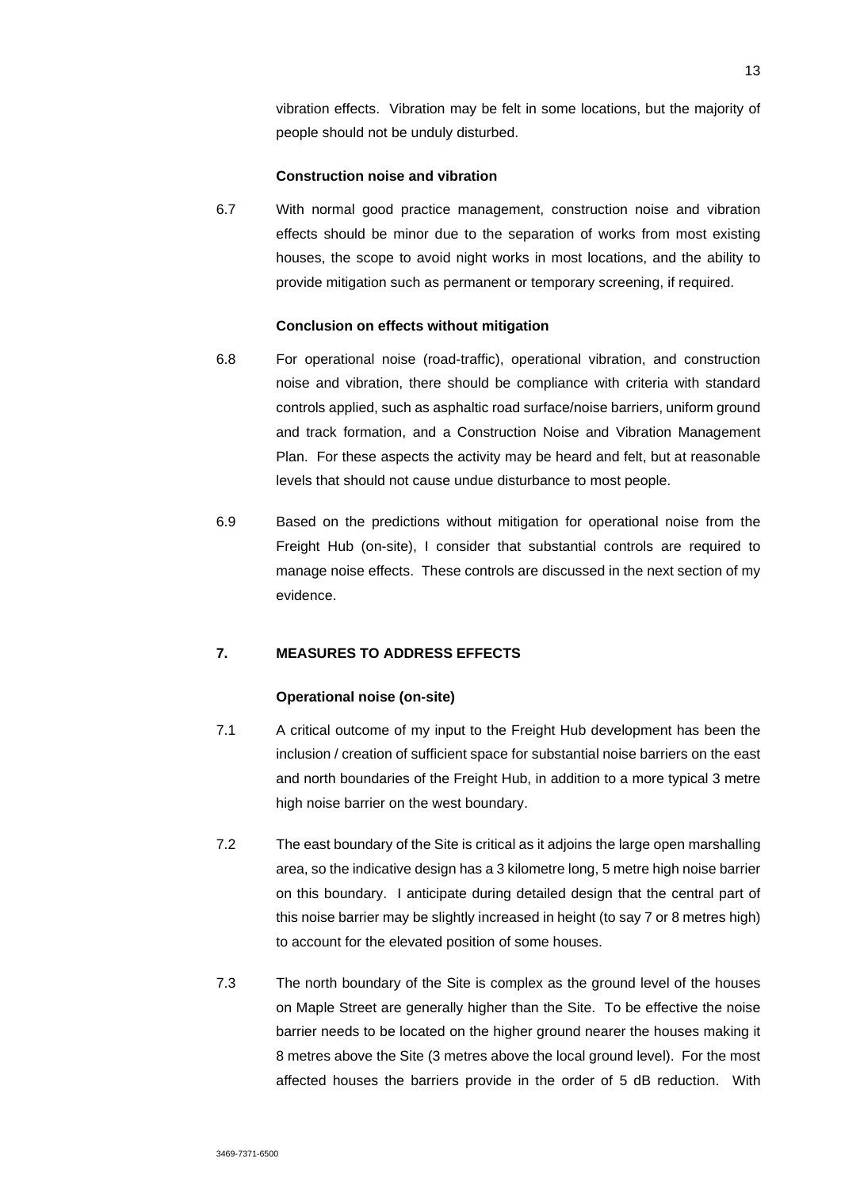vibration effects. Vibration may be felt in some locations, but the majority of people should not be unduly disturbed.

**Construction noise and vibration**

6.7 With normal good practice management, construction noise and vibration effects should be minor due to the separation of works from most existing houses, the scope to avoid night works in most locations, and the ability to provide mitigation such as permanent or temporary screening, if required.

**Conclusion on effects without mitigation**

6.8 For operational noise (road-traffic), operational vibration, and construction noise and vibration, there should be compliance with criteria with standard controls applied, such as asphaltic road surface/noise barriers, uniform ground and track formation, and a Construction Noise and Vibration Management Plan. For these aspects the activity may be heard and felt, but at reasonable levels that should not cause undue disturbance to most people.

6.9 Based on the predictions without mitigation for operational noise from the Freight Hub (on-site), I consider that substantial controls are required to manage noise effects. These controls are discussed in the next section of my evidence.

## 7. MEASURES TO ADDRESS EFFECTS

**Operational noise (on-site)**

7.1 A critical outcome of my input to the Freight Hub development has been the inclusion / creation of sufficient space for substantial noise barriers on the east and north boundaries of the Freight Hub, in addition to a more typical 3 metre high noise barrier on the west boundary.

7.2 The east boundary of the Site is critical as it adjoins the large open marshalling area, so the indicative design has a 3 kilometre long, 5 metre high noise barrier on this boundary. I anticipate during detailed design that the central part of this noise barrier may be slightly increased in height (to say 7 or 8 metres high) to account for the elevated position of some houses.

7.3 The north boundary of the Site is complex as the ground level of the houses on Maple Street are generally higher than the Site. To be effective the noise barrier needs to be located on the higher ground nearer the houses making it 8 metres above the Site (3 metres above the local ground level). For the most affected houses the barriers provide in the order of 5 dB reduction. With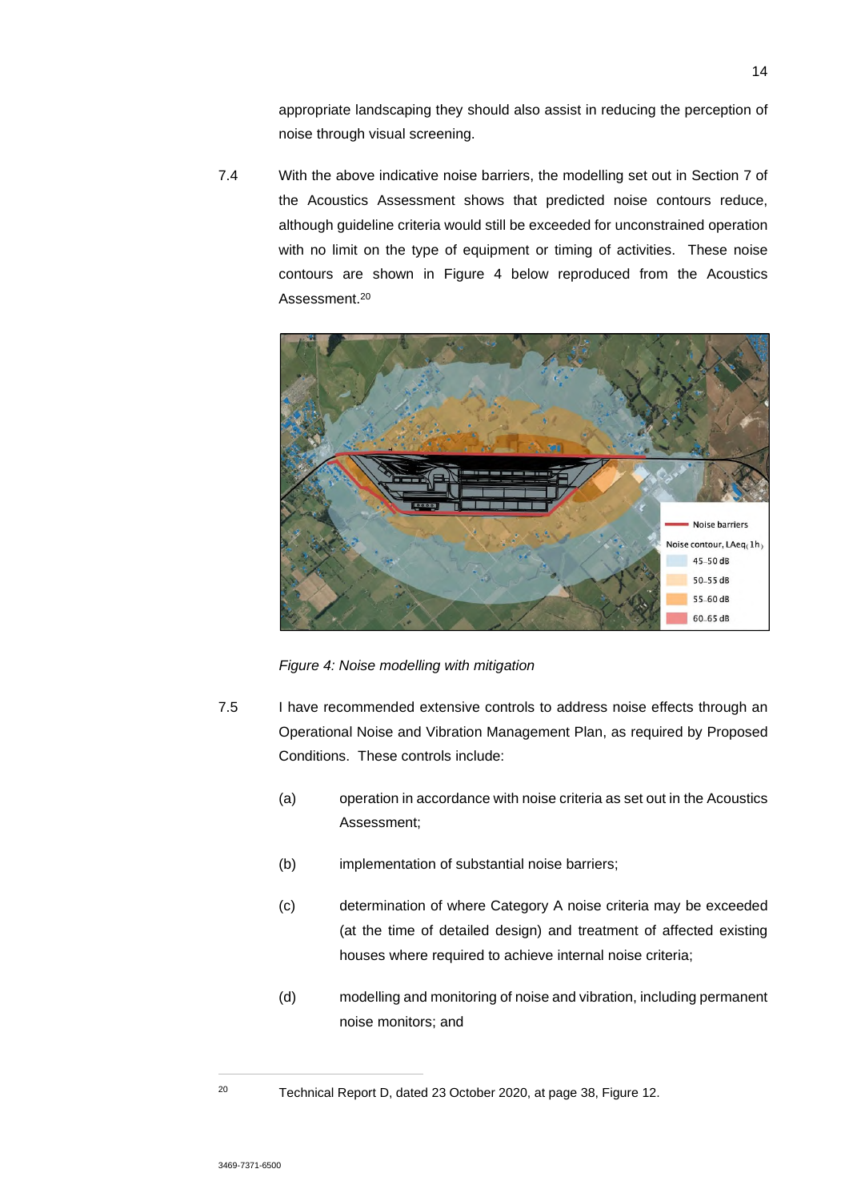appropriate landscaping they should also assist in reducing the perception of noise through visual screening.

7.4 With the above indicative noise barriers, the modelling set out in Section 7 of the Acoustics Assessment shows that predicted noise contours reduce, although guideline criteria would still be exceeded for unconstrained operation with no limit on the type of equipment or timing of activities. These noise contours are shown in Figure 4 below reproduced from the Acoustics Assessment.[20]

*Figure 4: Noise modelling with mitigation*

7.5 I have recommended extensive controls to address noise effects through an Operational Noise and Vibration Management Plan, as required by Proposed Conditions. These controls include:

(a) operation in accordance with noise criteria as set out in the Acoustics Assessment;

(b) implementation of substantial noise barriers;

(c) determination of where Category A noise criteria may be exceeded (at the time of detailed design) and treatment of affected existing houses where required to achieve internal noise criteria;

(d) modelling and monitoring of noise and vibration, including permanent noise monitors; and

[20] Technical Report D, dated 23 October 2020, at page 38, Figure 12.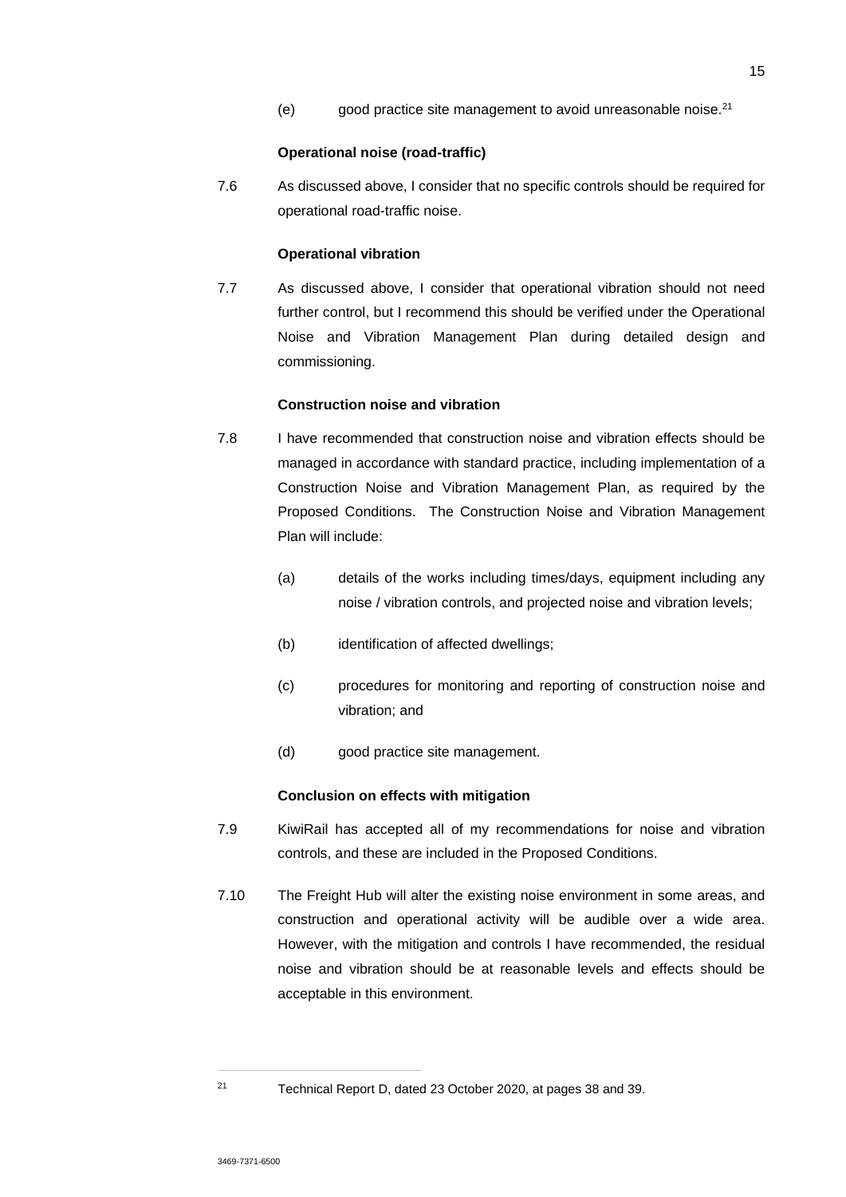(e) good practice site management to avoid unreasonable noise.[21]

**Operational noise (road-traffic)**

7.6 As discussed above, I consider that no specific controls should be required for operational road-traffic noise.

**Operational vibration**

7.7 As discussed above, I consider that operational vibration should not need further control, but I recommend this should be verified under the Operational Noise and Vibration Management Plan during detailed design and commissioning.

**Construction noise and vibration**

7.8 I have recommended that construction noise and vibration effects should be managed in accordance with standard practice, including implementation of a Construction Noise and Vibration Management Plan, as required by the Proposed Conditions. The Construction Noise and Vibration Management Plan will include:

(a) details of the works including times/days, equipment including any noise / vibration controls, and projected noise and vibration levels;

(b) identification of affected dwellings;

(c) procedures for monitoring and reporting of construction noise and vibration; and

(d) good practice site management.

**Conclusion on effects with mitigation**

7.9 KiwiRail has accepted all of my recommendations for noise and vibration controls, and these are included in the Proposed Conditions.

7.10 The Freight Hub will alter the existing noise environment in some areas, and construction and operational activity will be audible over a wide area. However, with the mitigation and controls I have recommended, the residual noise and vibration should be at reasonable levels and effects should be acceptable in this environment.

---

[21] Technical Report D, dated 23 October 2020, at pages 38 and 39.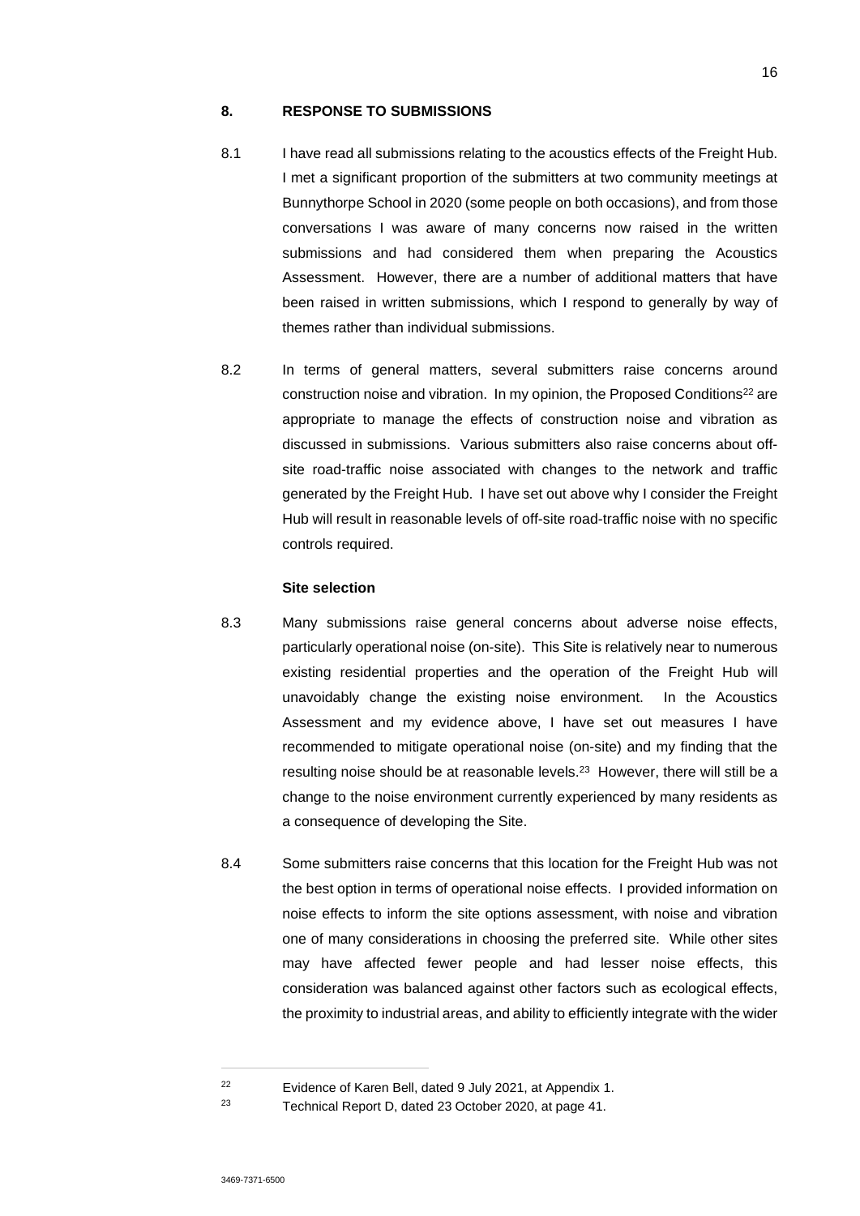## 8. RESPONSE TO SUBMISSIONS

8.1 I have read all submissions relating to the acoustics effects of the Freight Hub. I met a significant proportion of the submitters at two community meetings at Bunnythorpe School in 2020 (some people on both occasions), and from those conversations I was aware of many concerns now raised in the written submissions and had considered them when preparing the Acoustics Assessment. However, there are a number of additional matters that have been raised in written submissions, which I respond to generally by way of themes rather than individual submissions.

8.2 In terms of general matters, several submitters raise concerns around construction noise and vibration. In my opinion, the Proposed Conditions[22] are appropriate to manage the effects of construction noise and vibration as discussed in submissions. Various submitters also raise concerns about off-site road-traffic noise associated with changes to the network and traffic generated by the Freight Hub. I have set out above why I consider the Freight Hub will result in reasonable levels of off-site road-traffic noise with no specific controls required.

### Site selection

8.3 Many submissions raise general concerns about adverse noise effects, particularly operational noise (on-site). This Site is relatively near to numerous existing residential properties and the operation of the Freight Hub will unavoidably change the existing noise environment. In the Acoustics Assessment and my evidence above, I have set out measures I have recommended to mitigate operational noise (on-site) and my finding that the resulting noise should be at reasonable levels.[23] However, there will still be a change to the noise environment currently experienced by many residents as a consequence of developing the Site.

8.4 Some submitters raise concerns that this location for the Freight Hub was not the best option in terms of operational noise effects. I provided information on noise effects to inform the site options assessment, with noise and vibration one of many considerations in choosing the preferred site. While other sites may have affected fewer people and had lesser noise effects, this consideration was balanced against other factors such as ecological effects, the proximity to industrial areas, and ability to efficiently integrate with the wider

---

[22] Evidence of Karen Bell, dated 9 July 2021, at Appendix 1.

[23] Technical Report D, dated 23 October 2020, at page 41.

3469-7371-6500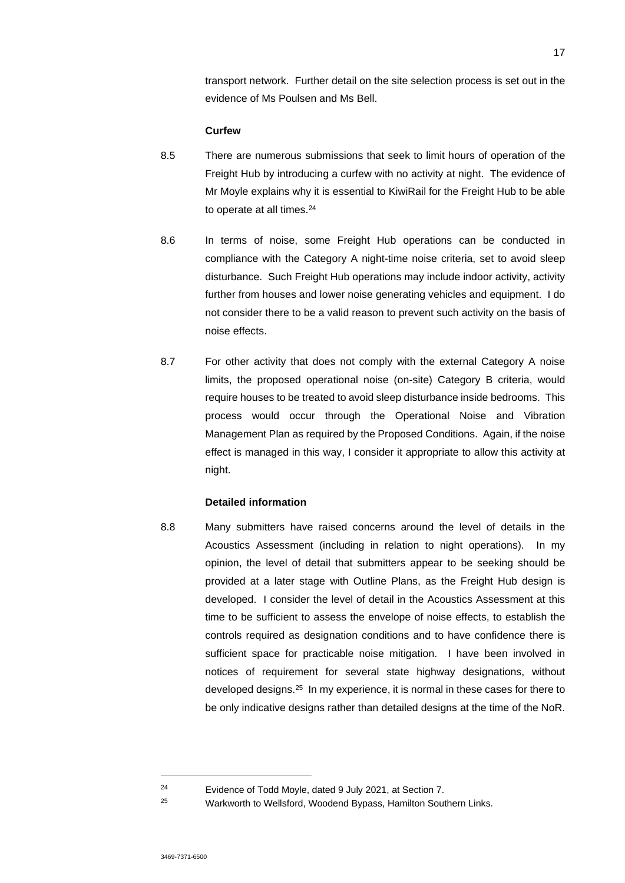transport network. Further detail on the site selection process is set out in the evidence of Ms Poulsen and Ms Bell.

**Curfew**

8.5 There are numerous submissions that seek to limit hours of operation of the Freight Hub by introducing a curfew with no activity at night. The evidence of Mr Moyle explains why it is essential to KiwiRail for the Freight Hub to be able to operate at all times.[24]

8.6 In terms of noise, some Freight Hub operations can be conducted in compliance with the Category A night-time noise criteria, set to avoid sleep disturbance. Such Freight Hub operations may include indoor activity, activity further from houses and lower noise generating vehicles and equipment. I do not consider there to be a valid reason to prevent such activity on the basis of noise effects.

8.7 For other activity that does not comply with the external Category A noise limits, the proposed operational noise (on-site) Category B criteria, would require houses to be treated to avoid sleep disturbance inside bedrooms. This process would occur through the Operational Noise and Vibration Management Plan as required by the Proposed Conditions. Again, if the noise effect is managed in this way, I consider it appropriate to allow this activity at night.

**Detailed information**

8.8 Many submitters have raised concerns around the level of details in the Acoustics Assessment (including in relation to night operations). In my opinion, the level of detail that submitters appear to be seeking should be provided at a later stage with Outline Plans, as the Freight Hub design is developed. I consider the level of detail in the Acoustics Assessment at this time to be sufficient to assess the envelope of noise effects, to establish the controls required as designation conditions and to have confidence there is sufficient space for practicable noise mitigation. I have been involved in notices of requirement for several state highway designations, without developed designs.[25] In my experience, it is normal in these cases for there to be only indicative designs rather than detailed designs at the time of the NoR.

---

[24] Evidence of Todd Moyle, dated 9 July 2021, at Section 7.

[25] Warkworth to Wellsford, Woodend Bypass, Hamilton Southern Links.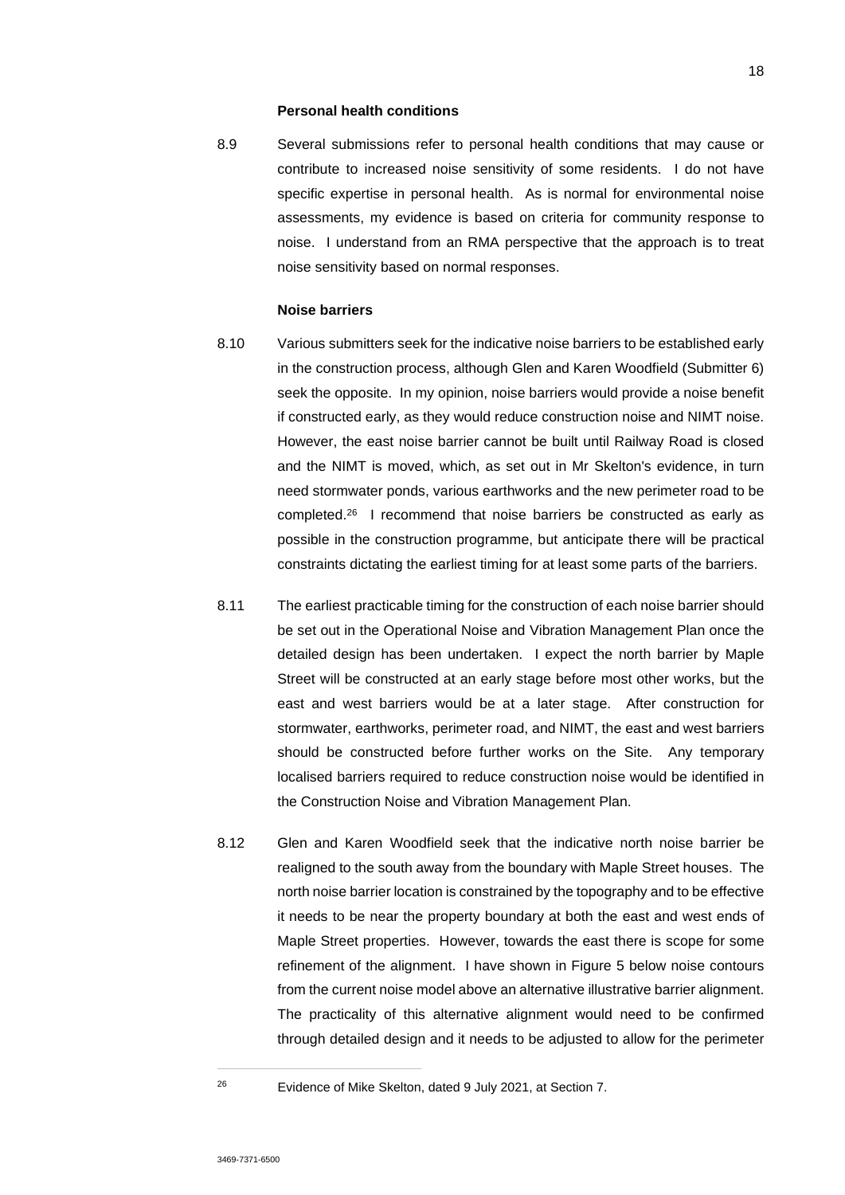### Personal health conditions

8.9 Several submissions refer to personal health conditions that may cause or contribute to increased noise sensitivity of some residents. I do not have specific expertise in personal health. As is normal for environmental noise assessments, my evidence is based on criteria for community response to noise. I understand from an RMA perspective that the approach is to treat noise sensitivity based on normal responses.

### Noise barriers

8.10 Various submitters seek for the indicative noise barriers to be established early in the construction process, although Glen and Karen Woodfield (Submitter 6) seek the opposite. In my opinion, noise barriers would provide a noise benefit if constructed early, as they would reduce construction noise and NIMT noise. However, the east noise barrier cannot be built until Railway Road is closed and the NIMT is moved, which, as set out in Mr Skelton's evidence, in turn need stormwater ponds, various earthworks and the new perimeter road to be completed.[26] I recommend that noise barriers be constructed as early as possible in the construction programme, but anticipate there will be practical constraints dictating the earliest timing for at least some parts of the barriers.

8.11 The earliest practicable timing for the construction of each noise barrier should be set out in the Operational Noise and Vibration Management Plan once the detailed design has been undertaken. I expect the north barrier by Maple Street will be constructed at an early stage before most other works, but the east and west barriers would be at a later stage. After construction for stormwater, earthworks, perimeter road, and NIMT, the east and west barriers should be constructed before further works on the Site. Any temporary localised barriers required to reduce construction noise would be identified in the Construction Noise and Vibration Management Plan.

8.12 Glen and Karen Woodfield seek that the indicative north noise barrier be realigned to the south away from the boundary with Maple Street houses. The north noise barrier location is constrained by the topography and to be effective it needs to be near the property boundary at both the east and west ends of Maple Street properties. However, towards the east there is scope for some refinement of the alignment. I have shown in Figure 5 below noise contours from the current noise model above an alternative illustrative barrier alignment. The practicality of this alternative alignment would need to be confirmed through detailed design and it needs to be adjusted to allow for the perimeter

---

[26] Evidence of Mike Skelton, dated 9 July 2021, at Section 7.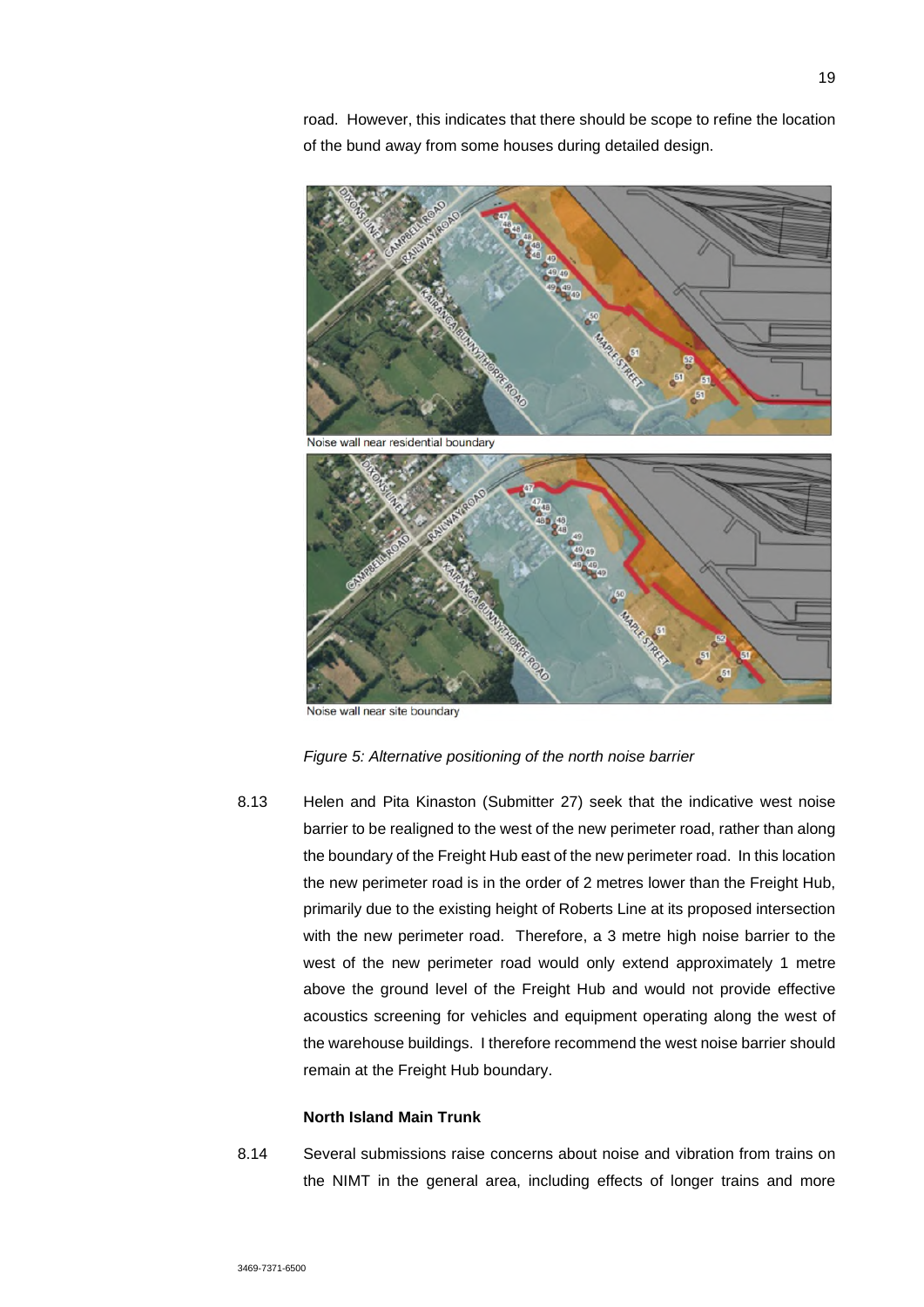road. However, this indicates that there should be scope to refine the location of the bund away from some houses during detailed design.

Noise wall near residential boundary

Noise wall near site boundary

*Figure 5: Alternative positioning of the north noise barrier*

8.13 Helen and Pita Kinaston (Submitter 27) seek that the indicative west noise barrier to be realigned to the west of the new perimeter road, rather than along the boundary of the Freight Hub east of the new perimeter road. In this location the new perimeter road is in the order of 2 metres lower than the Freight Hub, primarily due to the existing height of Roberts Line at its proposed intersection with the new perimeter road. Therefore, a 3 metre high noise barrier to the west of the new perimeter road would only extend approximately 1 metre above the ground level of the Freight Hub and would not provide effective acoustics screening for vehicles and equipment operating along the west of the warehouse buildings. I therefore recommend the west noise barrier should remain at the Freight Hub boundary.

**North Island Main Trunk**

8.14 Several submissions raise concerns about noise and vibration from trains on the NIMT in the general area, including effects of longer trains and more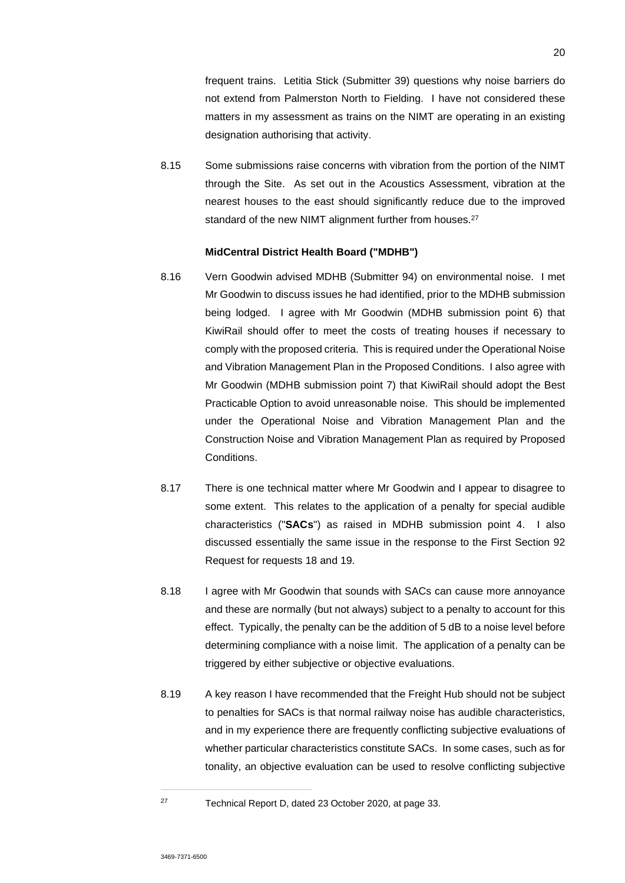frequent trains. Letitia Stick (Submitter 39) questions why noise barriers do not extend from Palmerston North to Fielding. I have not considered these matters in my assessment as trains on the NIMT are operating in an existing designation authorising that activity.

8.15 Some submissions raise concerns with vibration from the portion of the NIMT through the Site. As set out in the Acoustics Assessment, vibration at the nearest houses to the east should significantly reduce due to the improved standard of the new NIMT alignment further from houses.[27]

**MidCentral District Health Board ("MDHB")**

8.16 Vern Goodwin advised MDHB (Submitter 94) on environmental noise. I met Mr Goodwin to discuss issues he had identified, prior to the MDHB submission being lodged. I agree with Mr Goodwin (MDHB submission point 6) that KiwiRail should offer to meet the costs of treating houses if necessary to comply with the proposed criteria. This is required under the Operational Noise and Vibration Management Plan in the Proposed Conditions. I also agree with Mr Goodwin (MDHB submission point 7) that KiwiRail should adopt the Best Practicable Option to avoid unreasonable noise. This should be implemented under the Operational Noise and Vibration Management Plan and the Construction Noise and Vibration Management Plan as required by Proposed Conditions.

8.17 There is one technical matter where Mr Goodwin and I appear to disagree to some extent. This relates to the application of a penalty for special audible characteristics ("**SACs**") as raised in MDHB submission point 4. I also discussed essentially the same issue in the response to the First Section 92 Request for requests 18 and 19.

8.18 I agree with Mr Goodwin that sounds with SACs can cause more annoyance and these are normally (but not always) subject to a penalty to account for this effect. Typically, the penalty can be the addition of 5 dB to a noise level before determining compliance with a noise limit. The application of a penalty can be triggered by either subjective or objective evaluations.

8.19 A key reason I have recommended that the Freight Hub should not be subject to penalties for SACs is that normal railway noise has audible characteristics, and in my experience there are frequently conflicting subjective evaluations of whether particular characteristics constitute SACs. In some cases, such as for tonality, an objective evaluation can be used to resolve conflicting subjective

---

[27] Technical Report D, dated 23 October 2020, at page 33.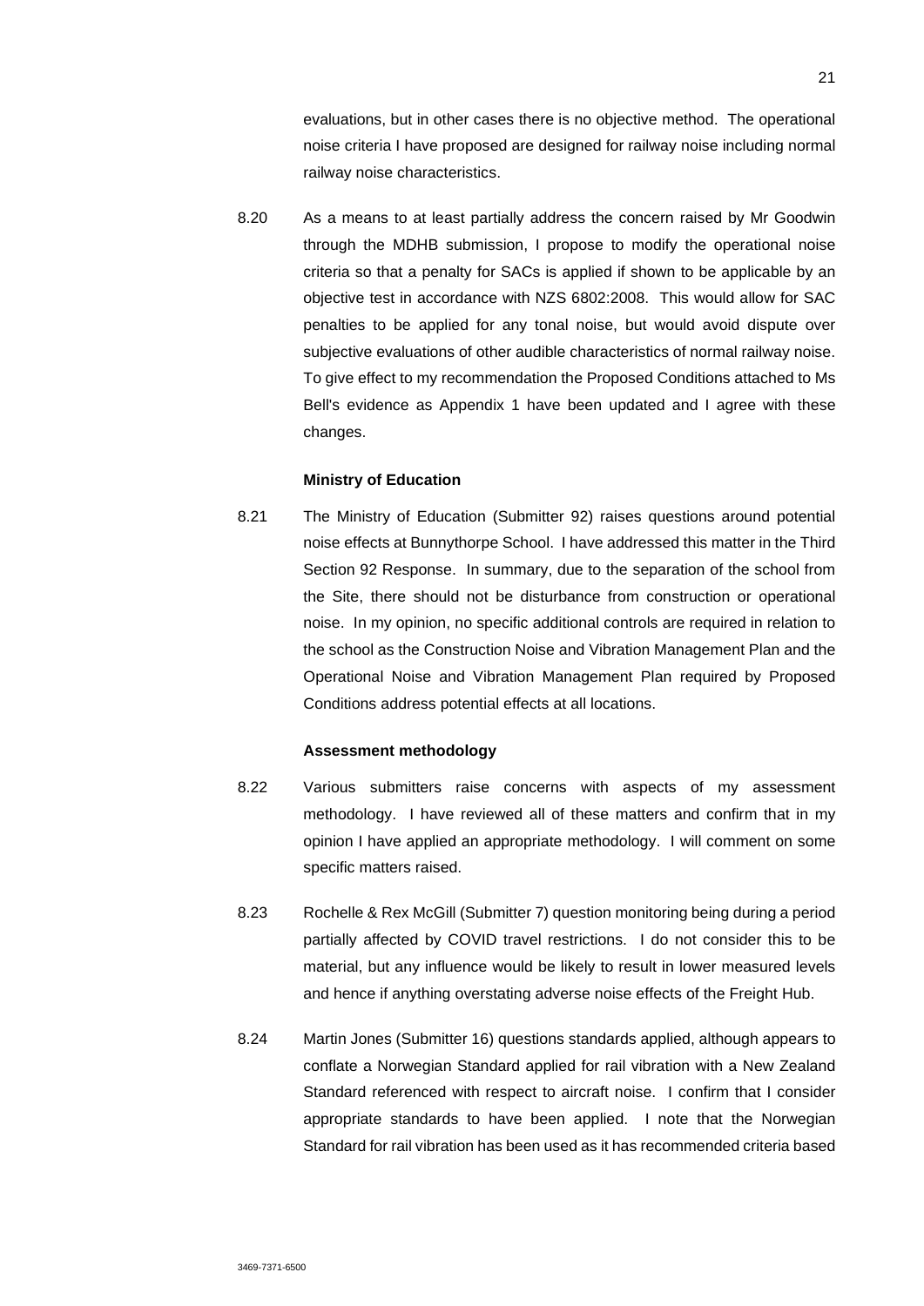evaluations, but in other cases there is no objective method. The operational noise criteria I have proposed are designed for railway noise including normal railway noise characteristics.

8.20 As a means to at least partially address the concern raised by Mr Goodwin through the MDHB submission, I propose to modify the operational noise criteria so that a penalty for SACs is applied if shown to be applicable by an objective test in accordance with NZS 6802:2008. This would allow for SAC penalties to be applied for any tonal noise, but would avoid dispute over subjective evaluations of other audible characteristics of normal railway noise. To give effect to my recommendation the Proposed Conditions attached to Ms Bell's evidence as Appendix 1 have been updated and I agree with these changes.

**Ministry of Education**

8.21 The Ministry of Education (Submitter 92) raises questions around potential noise effects at Bunnythorpe School. I have addressed this matter in the Third Section 92 Response. In summary, due to the separation of the school from the Site, there should not be disturbance from construction or operational noise. In my opinion, no specific additional controls are required in relation to the school as the Construction Noise and Vibration Management Plan and the Operational Noise and Vibration Management Plan required by Proposed Conditions address potential effects at all locations.

**Assessment methodology**

8.22 Various submitters raise concerns with aspects of my assessment methodology. I have reviewed all of these matters and confirm that in my opinion I have applied an appropriate methodology. I will comment on some specific matters raised.

8.23 Rochelle & Rex McGill (Submitter 7) question monitoring being during a period partially affected by COVID travel restrictions. I do not consider this to be material, but any influence would be likely to result in lower measured levels and hence if anything overstating adverse noise effects of the Freight Hub.

8.24 Martin Jones (Submitter 16) questions standards applied, although appears to conflate a Norwegian Standard applied for rail vibration with a New Zealand Standard referenced with respect to aircraft noise. I confirm that I consider appropriate standards to have been applied. I note that the Norwegian Standard for rail vibration has been used as it has recommended criteria based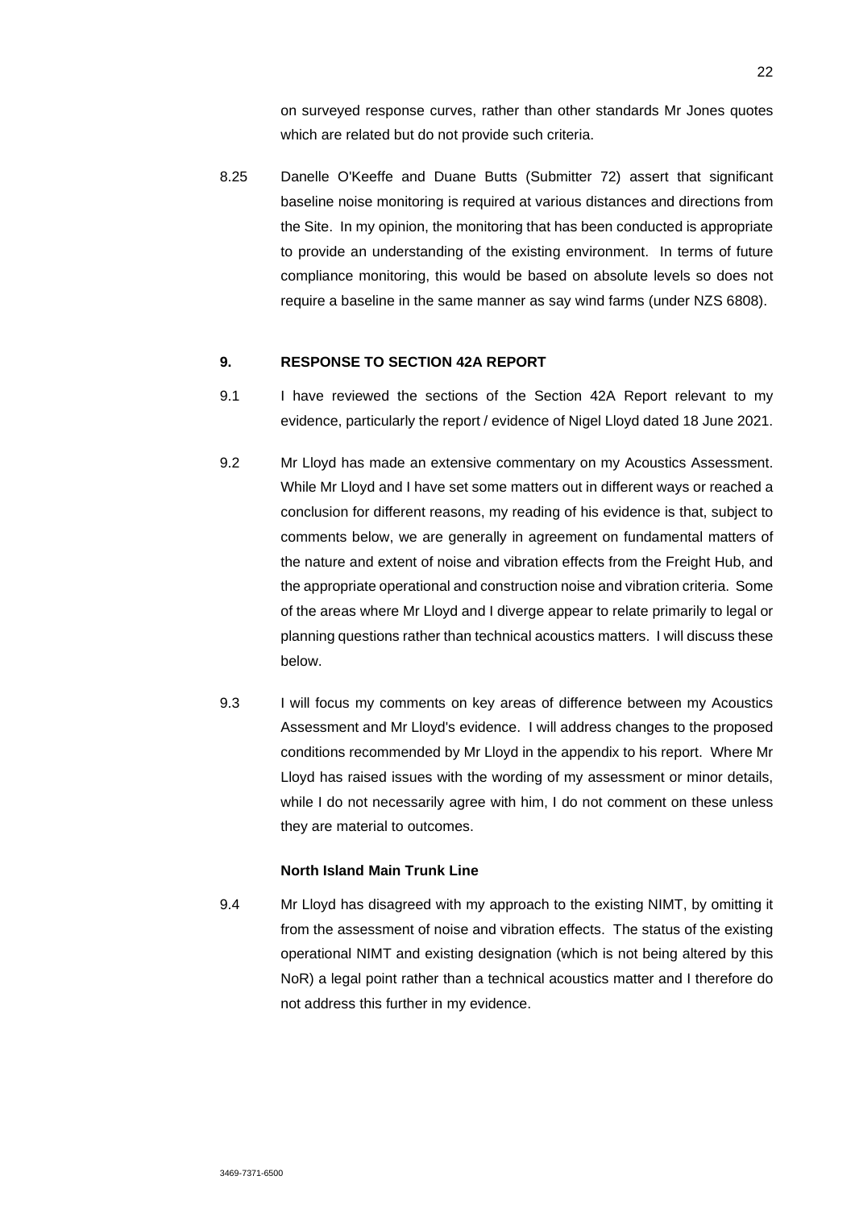on surveyed response curves, rather than other standards Mr Jones quotes which are related but do not provide such criteria.

8.25 Danelle O'Keeffe and Duane Butts (Submitter 72) assert that significant baseline noise monitoring is required at various distances and directions from the Site. In my opinion, the monitoring that has been conducted is appropriate to provide an understanding of the existing environment. In terms of future compliance monitoring, this would be based on absolute levels so does not require a baseline in the same manner as say wind farms (under NZS 6808).

## 9. RESPONSE TO SECTION 42A REPORT

9.1 I have reviewed the sections of the Section 42A Report relevant to my evidence, particularly the report / evidence of Nigel Lloyd dated 18 June 2021.

9.2 Mr Lloyd has made an extensive commentary on my Acoustics Assessment. While Mr Lloyd and I have set some matters out in different ways or reached a conclusion for different reasons, my reading of his evidence is that, subject to comments below, we are generally in agreement on fundamental matters of the nature and extent of noise and vibration effects from the Freight Hub, and the appropriate operational and construction noise and vibration criteria. Some of the areas where Mr Lloyd and I diverge appear to relate primarily to legal or planning questions rather than technical acoustics matters. I will discuss these below.

9.3 I will focus my comments on key areas of difference between my Acoustics Assessment and Mr Lloyd's evidence. I will address changes to the proposed conditions recommended by Mr Lloyd in the appendix to his report. Where Mr Lloyd has raised issues with the wording of my assessment or minor details, while I do not necessarily agree with him, I do not comment on these unless they are material to outcomes.

### North Island Main Trunk Line

9.4 Mr Lloyd has disagreed with my approach to the existing NIMT, by omitting it from the assessment of noise and vibration effects. The status of the existing operational NIMT and existing designation (which is not being altered by this NoR) a legal point rather than a technical acoustics matter and I therefore do not address this further in my evidence.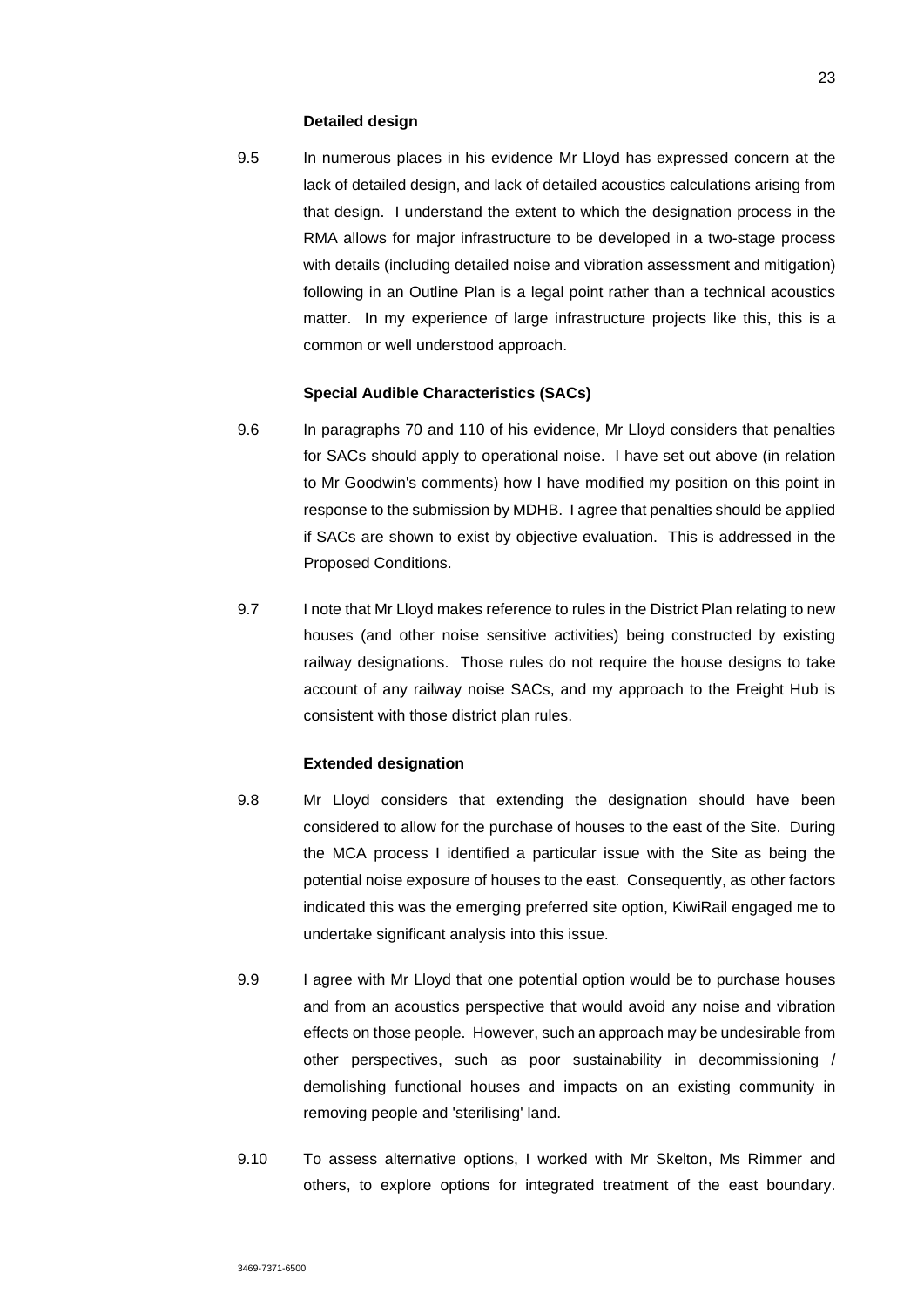**Detailed design**

9.5 In numerous places in his evidence Mr Lloyd has expressed concern at the lack of detailed design, and lack of detailed acoustics calculations arising from that design. I understand the extent to which the designation process in the RMA allows for major infrastructure to be developed in a two-stage process with details (including detailed noise and vibration assessment and mitigation) following in an Outline Plan is a legal point rather than a technical acoustics matter. In my experience of large infrastructure projects like this, this is a common or well understood approach.

**Special Audible Characteristics (SACs)**

9.6 In paragraphs 70 and 110 of his evidence, Mr Lloyd considers that penalties for SACs should apply to operational noise. I have set out above (in relation to Mr Goodwin's comments) how I have modified my position on this point in response to the submission by MDHB. I agree that penalties should be applied if SACs are shown to exist by objective evaluation. This is addressed in the Proposed Conditions.

9.7 I note that Mr Lloyd makes reference to rules in the District Plan relating to new houses (and other noise sensitive activities) being constructed by existing railway designations. Those rules do not require the house designs to take account of any railway noise SACs, and my approach to the Freight Hub is consistent with those district plan rules.

**Extended designation**

9.8 Mr Lloyd considers that extending the designation should have been considered to allow for the purchase of houses to the east of the Site. During the MCA process I identified a particular issue with the Site as being the potential noise exposure of houses to the east. Consequently, as other factors indicated this was the emerging preferred site option, KiwiRail engaged me to undertake significant analysis into this issue.

9.9 I agree with Mr Lloyd that one potential option would be to purchase houses and from an acoustics perspective that would avoid any noise and vibration effects on those people. However, such an approach may be undesirable from other perspectives, such as poor sustainability in decommissioning / demolishing functional houses and impacts on an existing community in removing people and 'sterilising' land.

9.10 To assess alternative options, I worked with Mr Skelton, Ms Rimmer and others, to explore options for integrated treatment of the east boundary.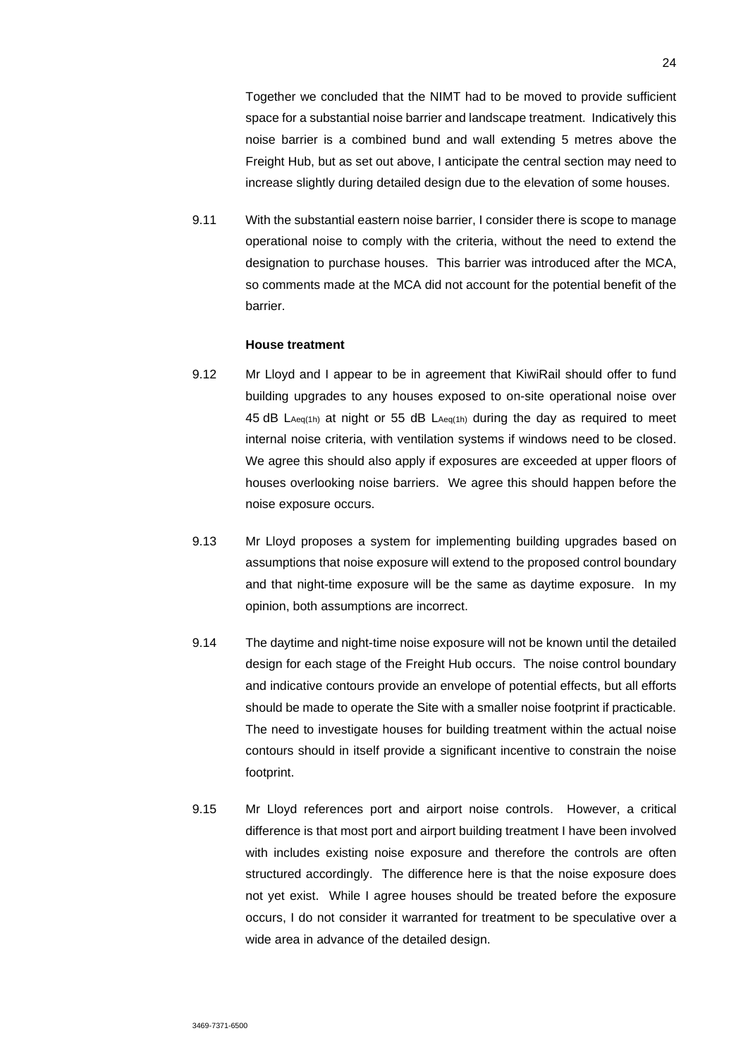Together we concluded that the NIMT had to be moved to provide sufficient space for a substantial noise barrier and landscape treatment. Indicatively this noise barrier is a combined bund and wall extending 5 metres above the Freight Hub, but as set out above, I anticipate the central section may need to increase slightly during detailed design due to the elevation of some houses.

9.11 With the substantial eastern noise barrier, I consider there is scope to manage operational noise to comply with the criteria, without the need to extend the designation to purchase houses. This barrier was introduced after the MCA, so comments made at the MCA did not account for the potential benefit of the barrier.

**House treatment**

9.12 Mr Lloyd and I appear to be in agreement that KiwiRail should offer to fund building upgrades to any houses exposed to on-site operational noise over 45 dB $L_{Aeq(1h)}$ at night or 55 dB $L_{Aeq(1h)}$ during the day as required to meet internal noise criteria, with ventilation systems if windows need to be closed. We agree this should also apply if exposures are exceeded at upper floors of houses overlooking noise barriers. We agree this should happen before the noise exposure occurs.

9.13 Mr Lloyd proposes a system for implementing building upgrades based on assumptions that noise exposure will extend to the proposed control boundary and that night-time exposure will be the same as daytime exposure. In my opinion, both assumptions are incorrect.

9.14 The daytime and night-time noise exposure will not be known until the detailed design for each stage of the Freight Hub occurs. The noise control boundary and indicative contours provide an envelope of potential effects, but all efforts should be made to operate the Site with a smaller noise footprint if practicable. The need to investigate houses for building treatment within the actual noise contours should in itself provide a significant incentive to constrain the noise footprint.

9.15 Mr Lloyd references port and airport noise controls. However, a critical difference is that most port and airport building treatment I have been involved with includes existing noise exposure and therefore the controls are often structured accordingly. The difference here is that the noise exposure does not yet exist. While I agree houses should be treated before the exposure occurs, I do not consider it warranted for treatment to be speculative over a wide area in advance of the detailed design.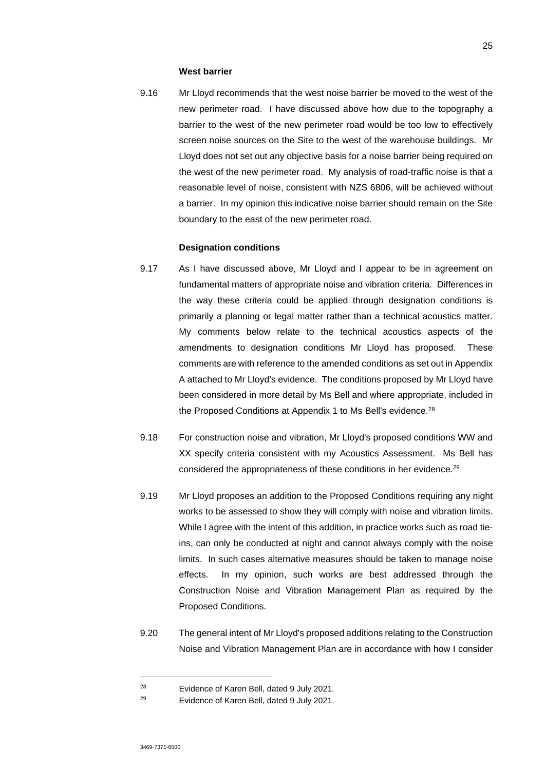**West barrier**

9.16 Mr Lloyd recommends that the west noise barrier be moved to the west of the new perimeter road. I have discussed above how due to the topography a barrier to the west of the new perimeter road would be too low to effectively screen noise sources on the Site to the west of the warehouse buildings. Mr Lloyd does not set out any objective basis for a noise barrier being required on the west of the new perimeter road. My analysis of road-traffic noise is that a reasonable level of noise, consistent with NZS 6806, will be achieved without a barrier. In my opinion this indicative noise barrier should remain on the Site boundary to the east of the new perimeter road.

**Designation conditions**

9.17 As I have discussed above, Mr Lloyd and I appear to be in agreement on fundamental matters of appropriate noise and vibration criteria. Differences in the way these criteria could be applied through designation conditions is primarily a planning or legal matter rather than a technical acoustics matter. My comments below relate to the technical acoustics aspects of the amendments to designation conditions Mr Lloyd has proposed. These comments are with reference to the amended conditions as set out in Appendix A attached to Mr Lloyd's evidence. The conditions proposed by Mr Lloyd have been considered in more detail by Ms Bell and where appropriate, included in the Proposed Conditions at Appendix 1 to Ms Bell's evidence.[28]

9.18 For construction noise and vibration, Mr Lloyd's proposed conditions WW and XX specify criteria consistent with my Acoustics Assessment. Ms Bell has considered the appropriateness of these conditions in her evidence.[29]

9.19 Mr Lloyd proposes an addition to the Proposed Conditions requiring any night works to be assessed to show they will comply with noise and vibration limits. While I agree with the intent of this addition, in practice works such as road tie-ins, can only be conducted at night and cannot always comply with the noise limits. In such cases alternative measures should be taken to manage noise effects. In my opinion, such works are best addressed through the Construction Noise and Vibration Management Plan as required by the Proposed Conditions.

9.20 The general intent of Mr Lloyd's proposed additions relating to the Construction Noise and Vibration Management Plan are in accordance with how I consider

---

[28] Evidence of Karen Bell, dated 9 July 2021.

[29] Evidence of Karen Bell, dated 9 July 2021.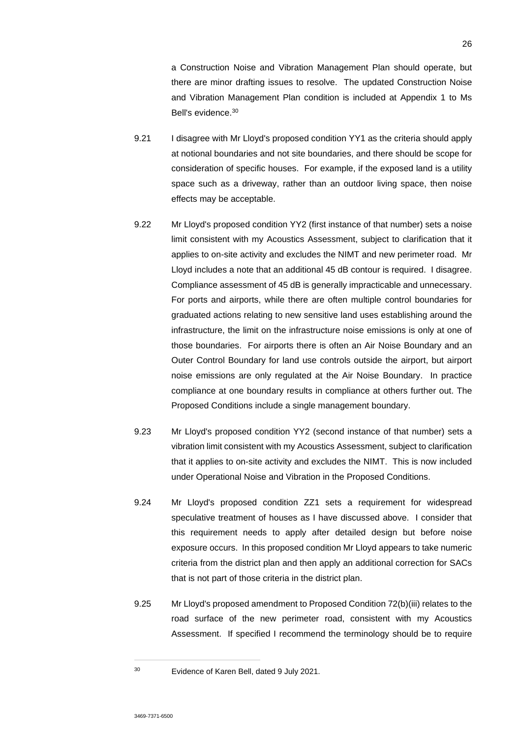a Construction Noise and Vibration Management Plan should operate, but there are minor drafting issues to resolve. The updated Construction Noise and Vibration Management Plan condition is included at Appendix 1 to Ms Bell's evidence.[30]

9.21 I disagree with Mr Lloyd's proposed condition YY1 as the criteria should apply at notional boundaries and not site boundaries, and there should be scope for consideration of specific houses. For example, if the exposed land is a utility space such as a driveway, rather than an outdoor living space, then noise effects may be acceptable.

9.22 Mr Lloyd's proposed condition YY2 (first instance of that number) sets a noise limit consistent with my Acoustics Assessment, subject to clarification that it applies to on-site activity and excludes the NIMT and new perimeter road. Mr Lloyd includes a note that an additional 45 dB contour is required. I disagree. Compliance assessment of 45 dB is generally impracticable and unnecessary. For ports and airports, while there are often multiple control boundaries for graduated actions relating to new sensitive land uses establishing around the infrastructure, the limit on the infrastructure noise emissions is only at one of those boundaries. For airports there is often an Air Noise Boundary and an Outer Control Boundary for land use controls outside the airport, but airport noise emissions are only regulated at the Air Noise Boundary. In practice compliance at one boundary results in compliance at others further out. The Proposed Conditions include a single management boundary.

9.23 Mr Lloyd's proposed condition YY2 (second instance of that number) sets a vibration limit consistent with my Acoustics Assessment, subject to clarification that it applies to on-site activity and excludes the NIMT. This is now included under Operational Noise and Vibration in the Proposed Conditions.

9.24 Mr Lloyd's proposed condition ZZ1 sets a requirement for widespread speculative treatment of houses as I have discussed above. I consider that this requirement needs to apply after detailed design but before noise exposure occurs. In this proposed condition Mr Lloyd appears to take numeric criteria from the district plan and then apply an additional correction for SACs that is not part of those criteria in the district plan.

9.25 Mr Lloyd's proposed amendment to Proposed Condition 72(b)(iii) relates to the road surface of the new perimeter road, consistent with my Acoustics Assessment. If specified I recommend the terminology should be to require

---

[30] Evidence of Karen Bell, dated 9 July 2021.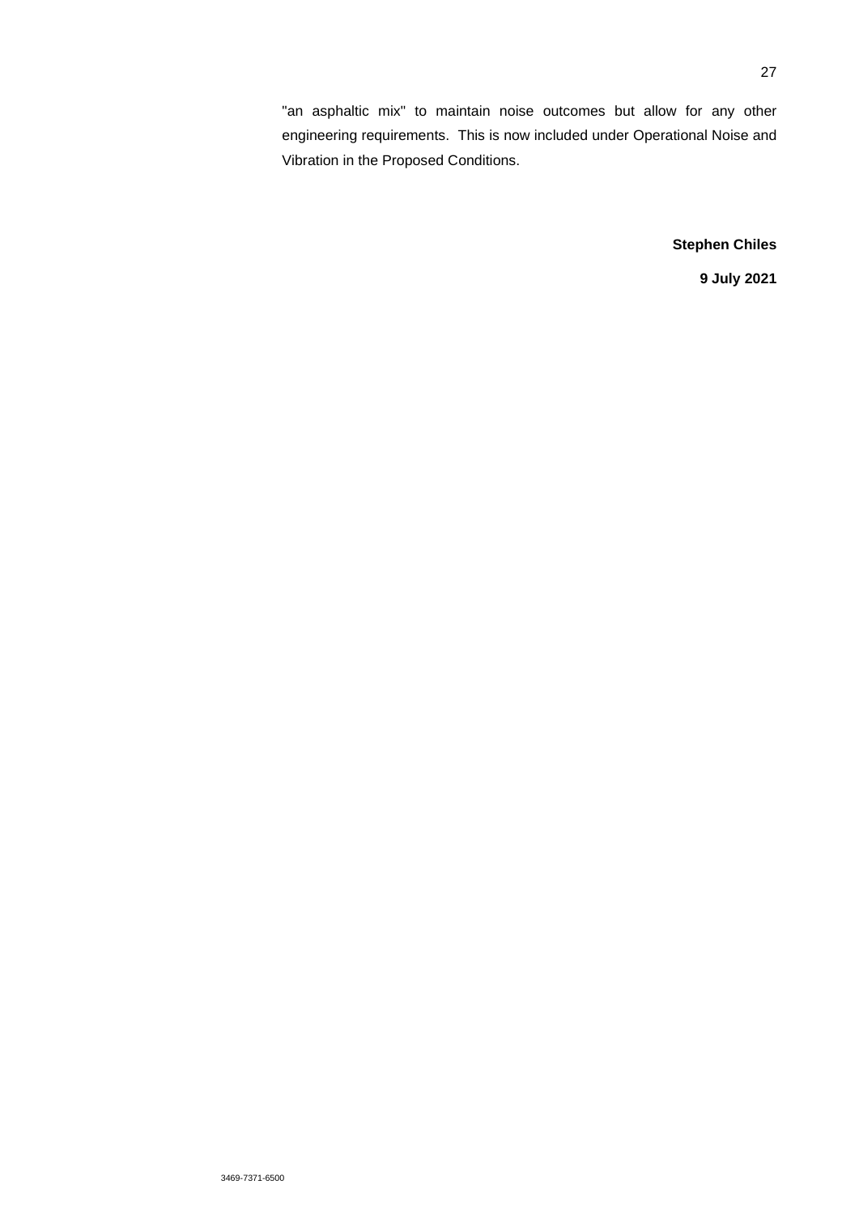"an asphaltic mix" to maintain noise outcomes but allow for any other engineering requirements. This is now included under Operational Noise and Vibration in the Proposed Conditions.

**Stephen Chiles**

**9 July 2021**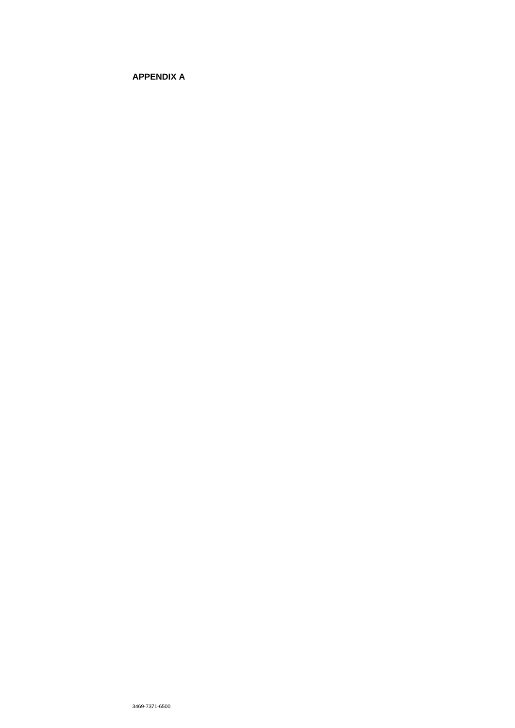**APPENDIX A**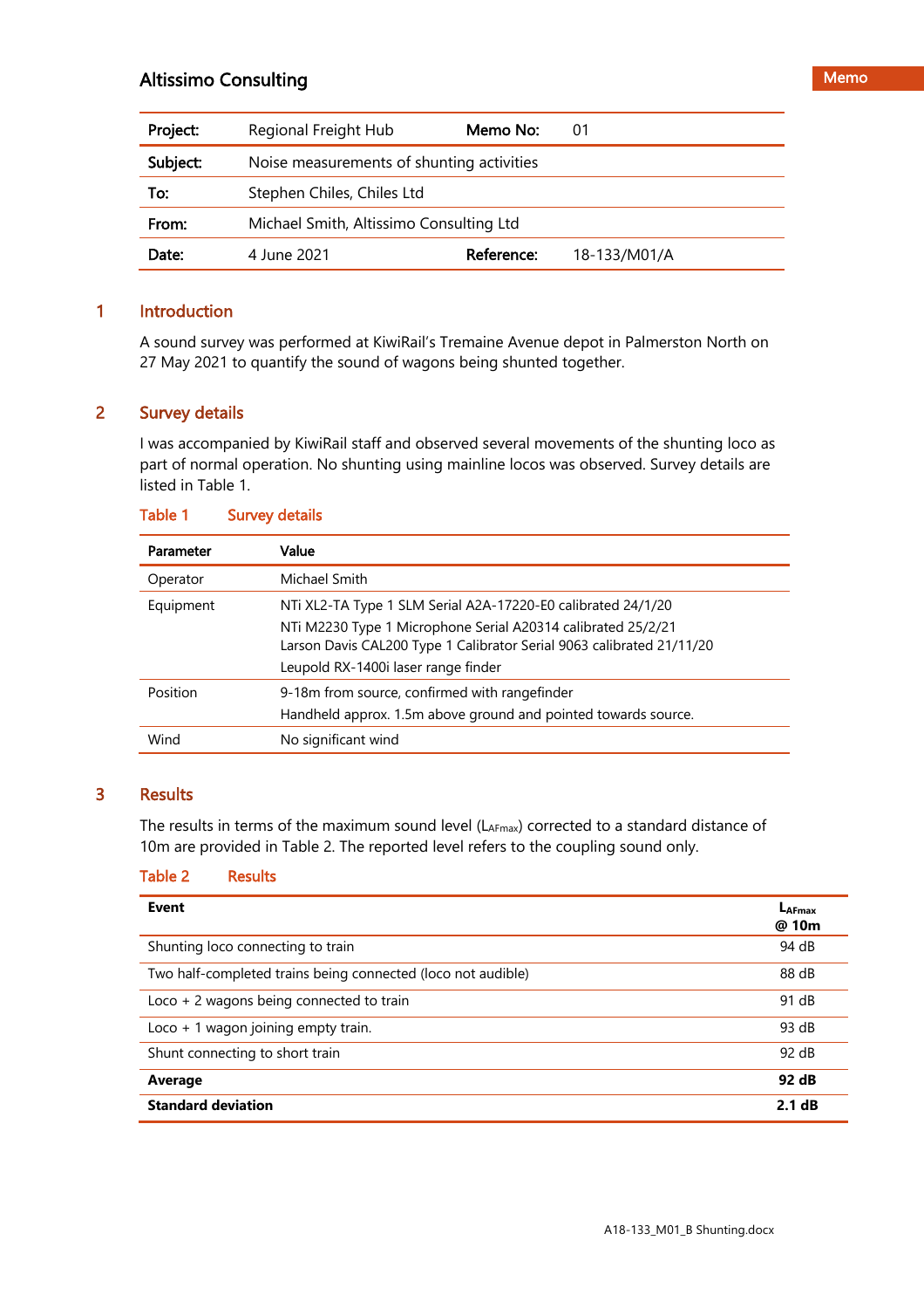Altissimo Consulting

Memo

| Project: | Regional Freight Hub | Memo No: | 01 |
|---|---|---|---|
| Subject: | Noise measurements of shunting activities | | |
| To: | Stephen Chiles, Chiles Ltd | | |
| From: | Michael Smith, Altissimo Consulting Ltd | | |
| Date: | 4 June 2021 | Reference: | 18-133/M01/A |

## 1 Introduction

A sound survey was performed at KiwiRail's Tremaine Avenue depot in Palmerston North on 27 May 2021 to quantify the sound of wagons being shunted together.

## 2 Survey details

I was accompanied by KiwiRail staff and observed several movements of the shunting loco as part of normal operation. No shunting using mainline locos was observed. Survey details are listed in Table 1.

Table 1 Survey details

| Parameter | Value |
|---|---|
| Operator | Michael Smith |
| Equipment | NTi XL2-TA Type 1 SLM Serial A2A-17220-E0 calibrated 24/1/20<br>NTi M2230 Type 1 Microphone Serial A20314 calibrated 25/2/21<br>Larson Davis CAL200 Type 1 Calibrator Serial 9063 calibrated 21/11/20<br>Leupold RX-1400i laser range finder |
| Position | 9-18m from source, confirmed with rangefinder<br>Handheld approx. 1.5m above ground and pointed towards source. |
| Wind | No significant wind |

## 3 Results

The results in terms of the maximum sound level ($L_{AFmax}$) corrected to a standard distance of 10m are provided in Table 2. The reported level refers to the coupling sound only.

Table 2 Results

| Event | $L_{AFmax}$ @ 10m |
|---|---|
| Shunting loco connecting to train | 94 dB |
| Two half-completed trains being connected (loco not audible) | 88 dB |
| Loco + 2 wagons being connected to train | 91 dB |
| Loco + 1 wagon joining empty train. | 93 dB |
| Shunt connecting to short train | 92 dB |
| **Average** | **92 dB** |
| **Standard deviation** | **2.1 dB** |

A18-133_M01_B Shunting.docx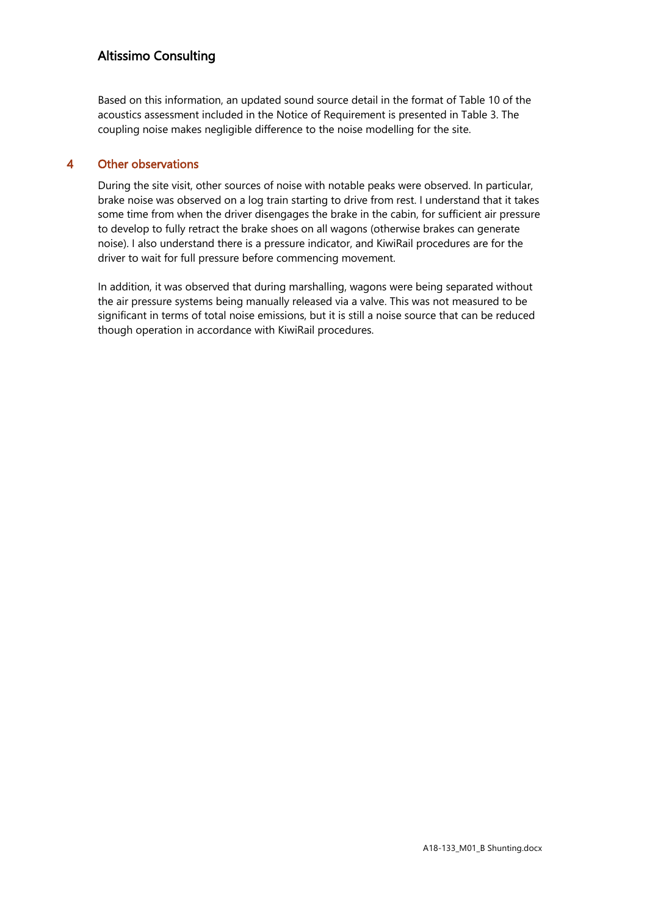Based on this information, an updated sound source detail in the format of Table 10 of the acoustics assessment included in the Notice of Requirement is presented in Table 3. The coupling noise makes negligible difference to the noise modelling for the site.

## 4 Other observations

During the site visit, other sources of noise with notable peaks were observed. In particular, brake noise was observed on a log train starting to drive from rest. I understand that it takes some time from when the driver disengages the brake in the cabin, for sufficient air pressure to develop to fully retract the brake shoes on all wagons (otherwise brakes can generate noise). I also understand there is a pressure indicator, and KiwiRail procedures are for the driver to wait for full pressure before commencing movement.

In addition, it was observed that during marshalling, wagons were being separated without the air pressure systems being manually released via a valve. This was not measured to be significant in terms of total noise emissions, but it is still a noise source that can be reduced though operation in accordance with KiwiRail procedures.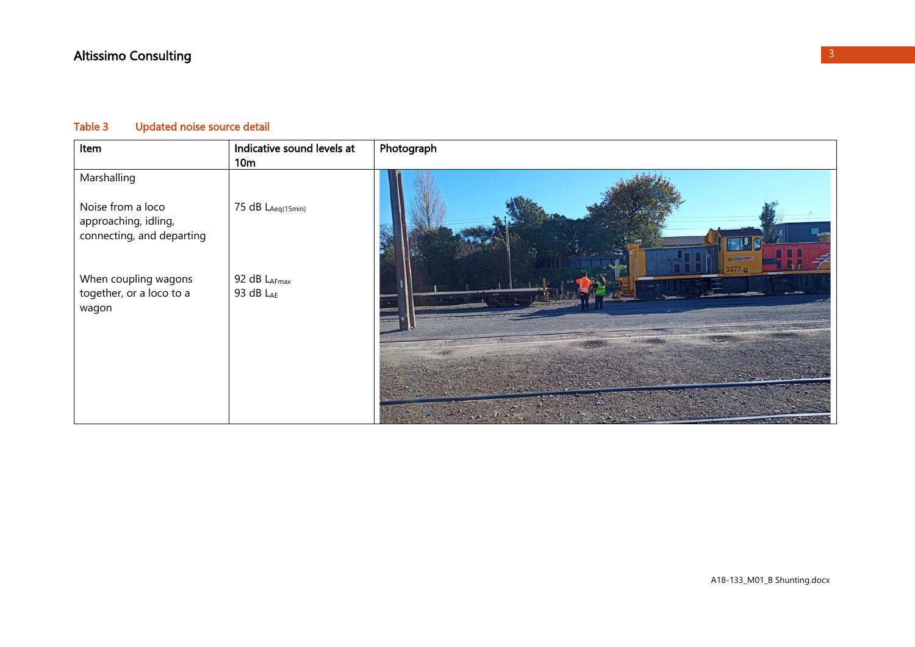Table 3 Updated noise source detail

| Item | Indicative sound levels at 10m | Photograph |
|---|---|---|
| Marshalling<br><br>Noise from a loco approaching, idling, connecting, and departing<br><br>When coupling wagons together, or a loco to a wagon | <br><br>75 dB $L_{Aeq(15min)}$<br><br>92 dB $L_{AFmax}$<br>93 dB $L_{AE}$ | |